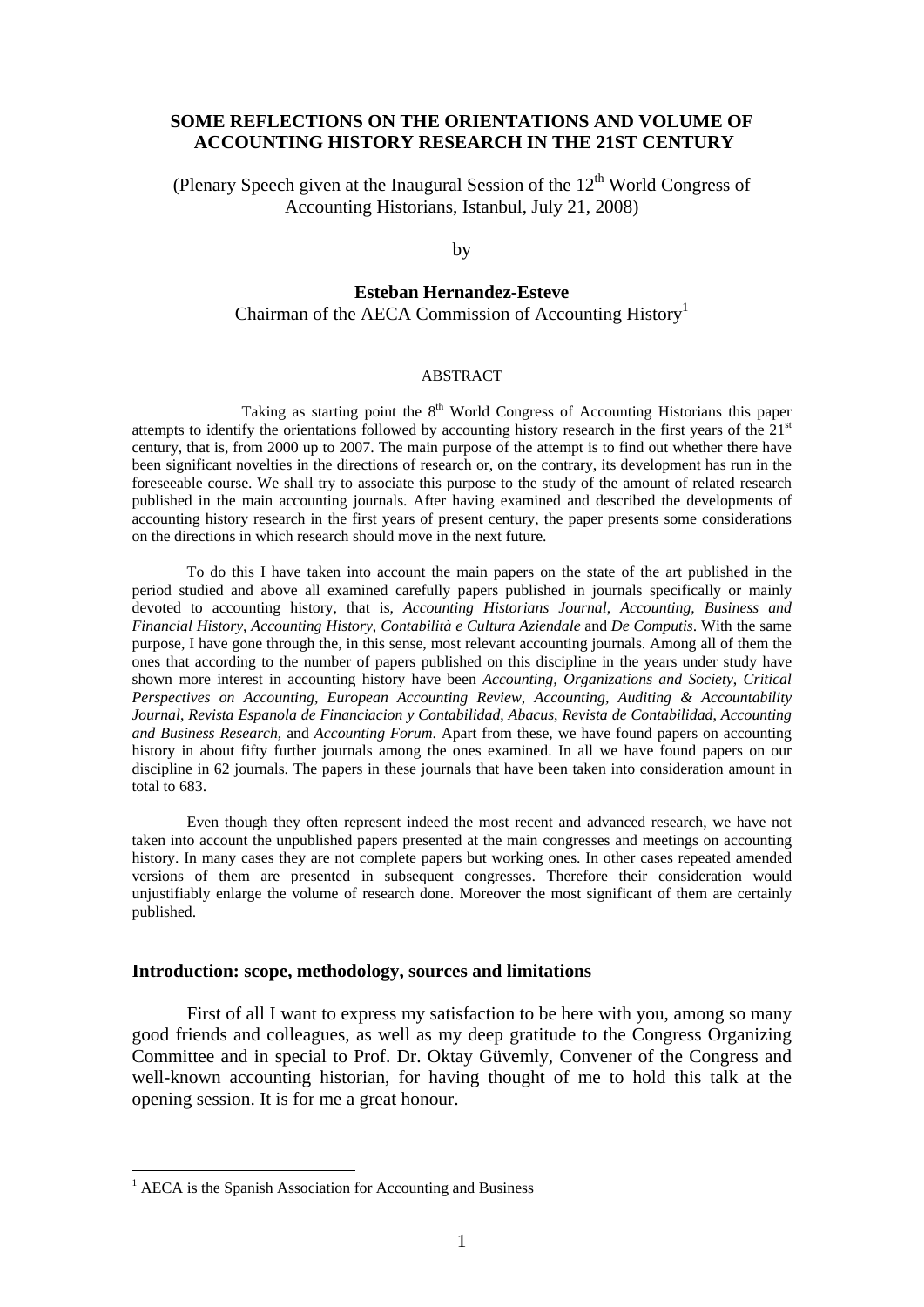# SOME REFLECTIONS ON THE ORIENTATIONS AND VOLUME OF ACCOUNTING HISTORY RESEARCH IN THE 21ST CENTURY

(Plenary Speech given at the Inaugural Session of the 12th World Congress of Accounting Historians, Istanbul, July 21, 2008)

by

**Esteban Hernandez-Esteve**
Chairman of the AECA Commission of Accounting History[1]

## ABSTRACT

Taking as starting point the 8th World Congress of Accounting Historians this paper attempts to identify the orientations followed by accounting history research in the first years of the 21st century, that is, from 2000 up to 2007. The main purpose of the attempt is to find out whether there have been significant novelties in the directions of research or, on the contrary, its development has run in the foreseeable course. We shall try to associate this purpose to the study of the amount of related research published in the main accounting journals. After having examined and described the developments of accounting history research in the first years of present century, the paper presents some considerations on the directions in which research should move in the next future.

To do this I have taken into account the main papers on the state of the art published in the period studied and above all examined carefully papers published in journals specifically or mainly devoted to accounting history, that is, *Accounting Historians Journal*, *Accounting, Business and Financial History*, *Accounting History*, *Contabilità e Cultura Aziendale* and *De Computis*. With the same purpose, I have gone through the, in this sense, most relevant accounting journals. Among all of them the ones that according to the number of papers published on this discipline in the years under study have shown more interest in accounting history have been *Accounting, Organizations and Society*, *Critical Perspectives on Accounting*, *European Accounting Review*, *Accounting, Auditing & Accountability Journal*, *Revista Espanola de Financiacion y Contabilidad*, *Abacus*, *Revista de Contabilidad*, *Accounting and Business Research*, and *Accounting Forum*. Apart from these, we have found papers on accounting history in about fifty further journals among the ones examined. In all we have found papers on our discipline in 62 journals. The papers in these journals that have been taken into consideration amount in total to 683.

Even though they often represent indeed the most recent and advanced research, we have not taken into account the unpublished papers presented at the main congresses and meetings on accounting history. In many cases they are not complete papers but working ones. In other cases repeated amended versions of them are presented in subsequent congresses. Therefore their consideration would unjustifiably enlarge the volume of research done. Moreover the most significant of them are certainly published.

## Introduction: scope, methodology, sources and limitations

First of all I want to express my satisfaction to be here with you, among so many good friends and colleagues, as well as my deep gratitude to the Congress Organizing Committee and in special to Prof. Dr. Oktay Güvemly, Convener of the Congress and well-known accounting historian, for having thought of me to hold this talk at the opening session. It is for me a great honour.

[1] AECA is the Spanish Association for Accounting and Business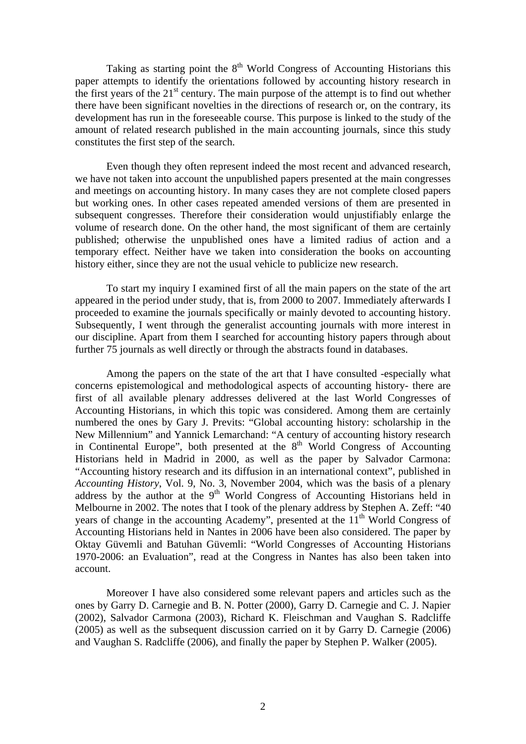Taking as starting point the 8th World Congress of Accounting Historians this paper attempts to identify the orientations followed by accounting history research in the first years of the 21st century. The main purpose of the attempt is to find out whether there have been significant novelties in the directions of research or, on the contrary, its development has run in the foreseeable course. This purpose is linked to the study of the amount of related research published in the main accounting journals, since this study constitutes the first step of the search.

Even though they often represent indeed the most recent and advanced research, we have not taken into account the unpublished papers presented at the main congresses and meetings on accounting history. In many cases they are not complete closed papers but working ones. In other cases repeated amended versions of them are presented in subsequent congresses. Therefore their consideration would unjustifiably enlarge the volume of research done. On the other hand, the most significant of them are certainly published; otherwise the unpublished ones have a limited radius of action and a temporary effect. Neither have we taken into consideration the books on accounting history either, since they are not the usual vehicle to publicize new research.

To start my inquiry I examined first of all the main papers on the state of the art appeared in the period under study, that is, from 2000 to 2007. Immediately afterwards I proceeded to examine the journals specifically or mainly devoted to accounting history. Subsequently, I went through the generalist accounting journals with more interest in our discipline. Apart from them I searched for accounting history papers through about further 75 journals as well directly or through the abstracts found in databases.

Among the papers on the state of the art that I have consulted -especially what concerns epistemological and methodological aspects of accounting history- there are first of all available plenary addresses delivered at the last World Congresses of Accounting Historians, in which this topic was considered. Among them are certainly numbered the ones by Gary J. Previts: "Global accounting history: scholarship in the New Millennium" and Yannick Lemarchand: "A century of accounting history research in Continental Europe", both presented at the 8th World Congress of Accounting Historians held in Madrid in 2000, as well as the paper by Salvador Carmona: "Accounting history research and its diffusion in an international context", published in *Accounting History*, Vol. 9, No. 3, November 2004, which was the basis of a plenary address by the author at the 9th World Congress of Accounting Historians held in Melbourne in 2002. The notes that I took of the plenary address by Stephen A. Zeff: "40 years of change in the accounting Academy", presented at the 11th World Congress of Accounting Historians held in Nantes in 2006 have been also considered. The paper by Oktay Güvemli and Batuhan Güvemli: "World Congresses of Accounting Historians 1970-2006: an Evaluation", read at the Congress in Nantes has also been taken into account.

Moreover I have also considered some relevant papers and articles such as the ones by Garry D. Carnegie and B. N. Potter (2000), Garry D. Carnegie and C. J. Napier (2002), Salvador Carmona (2003), Richard K. Fleischman and Vaughan S. Radcliffe (2005) as well as the subsequent discussion carried on it by Garry D. Carnegie (2006) and Vaughan S. Radcliffe (2006), and finally the paper by Stephen P. Walker (2005).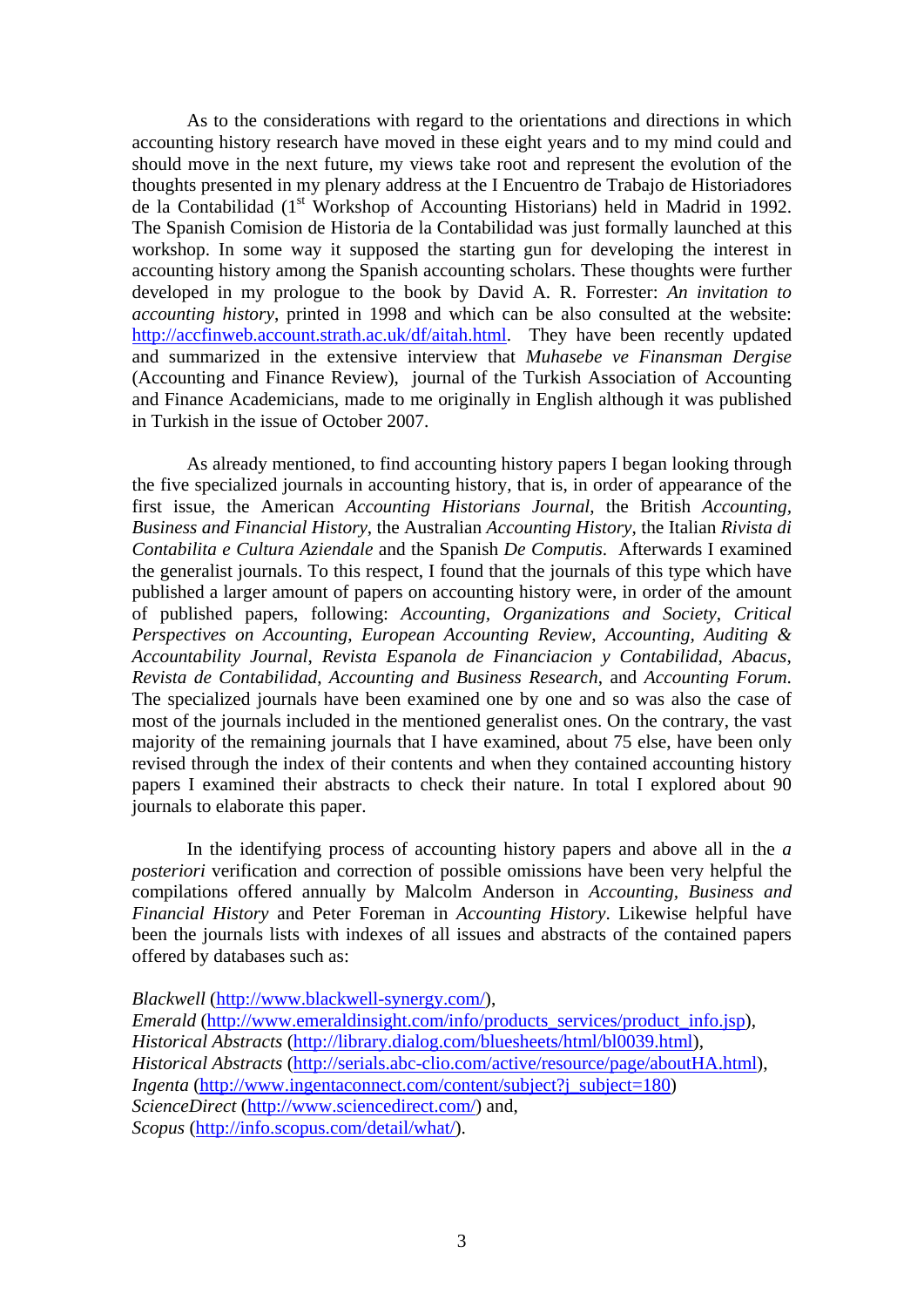As to the considerations with regard to the orientations and directions in which accounting history research have moved in these eight years and to my mind could and should move in the next future, my views take root and represent the evolution of the thoughts presented in my plenary address at the I Encuentro de Trabajo de Historiadores de la Contabilidad (1st Workshop of Accounting Historians) held in Madrid in 1992. The Spanish Comision de Historia de la Contabilidad was just formally launched at this workshop. In some way it supposed the starting gun for developing the interest in accounting history among the Spanish accounting scholars. These thoughts were further developed in my prologue to the book by David A. R. Forrester: *An invitation to accounting history*, printed in 1998 and which can be also consulted at the website: http://accfinweb.account.strath.ac.uk/df/aitah.html. They have been recently updated and summarized in the extensive interview that *Muhasebe ve Finansman Dergise* (Accounting and Finance Review), journal of the Turkish Association of Accounting and Finance Academicians, made to me originally in English although it was published in Turkish in the issue of October 2007.

As already mentioned, to find accounting history papers I began looking through the five specialized journals in accounting history, that is, in order of appearance of the first issue, the American *Accounting Historians Journal*, the British *Accounting, Business and Financial History*, the Australian *Accounting History*, the Italian *Rivista di Contabilita e Cultura Aziendale* and the Spanish *De Computis*. Afterwards I examined the generalist journals. To this respect, I found that the journals of this type which have published a larger amount of papers on accounting history were, in order of the amount of published papers, following: *Accounting, Organizations and Society*, *Critical Perspectives on Accounting*, *European Accounting Review*, *Accounting, Auditing & Accountability Journal*, *Revista Espanola de Financiacion y Contabilidad*, *Abacus*, *Revista de Contabilidad*, *Accounting and Business Research*, and *Accounting Forum*. The specialized journals have been examined one by one and so was also the case of most of the journals included in the mentioned generalist ones. On the contrary, the vast majority of the remaining journals that I have examined, about 75 else, have been only revised through the index of their contents and when they contained accounting history papers I examined their abstracts to check their nature. In total I explored about 90 journals to elaborate this paper.

In the identifying process of accounting history papers and above all in the *a posteriori* verification and correction of possible omissions have been very helpful the compilations offered annually by Malcolm Anderson in *Accounting, Business and Financial History* and Peter Foreman in *Accounting History*. Likewise helpful have been the journals lists with indexes of all issues and abstracts of the contained papers offered by databases such as:

*Blackwell* (http://www.blackwell-synergy.com/),
*Emerald* (http://www.emeraldinsight.com/info/products_services/product_info.jsp),
*Historical Abstracts* (http://library.dialog.com/bluesheets/html/bl0039.html),
*Historical Abstracts* (http://serials.abc-clio.com/active/resource/page/aboutHA.html),
*Ingenta* (http://www.ingentaconnect.com/content/subject?j_subject=180)
*ScienceDirect* (http://www.sciencedirect.com/) and,
*Scopus* (http://info.scopus.com/detail/what/).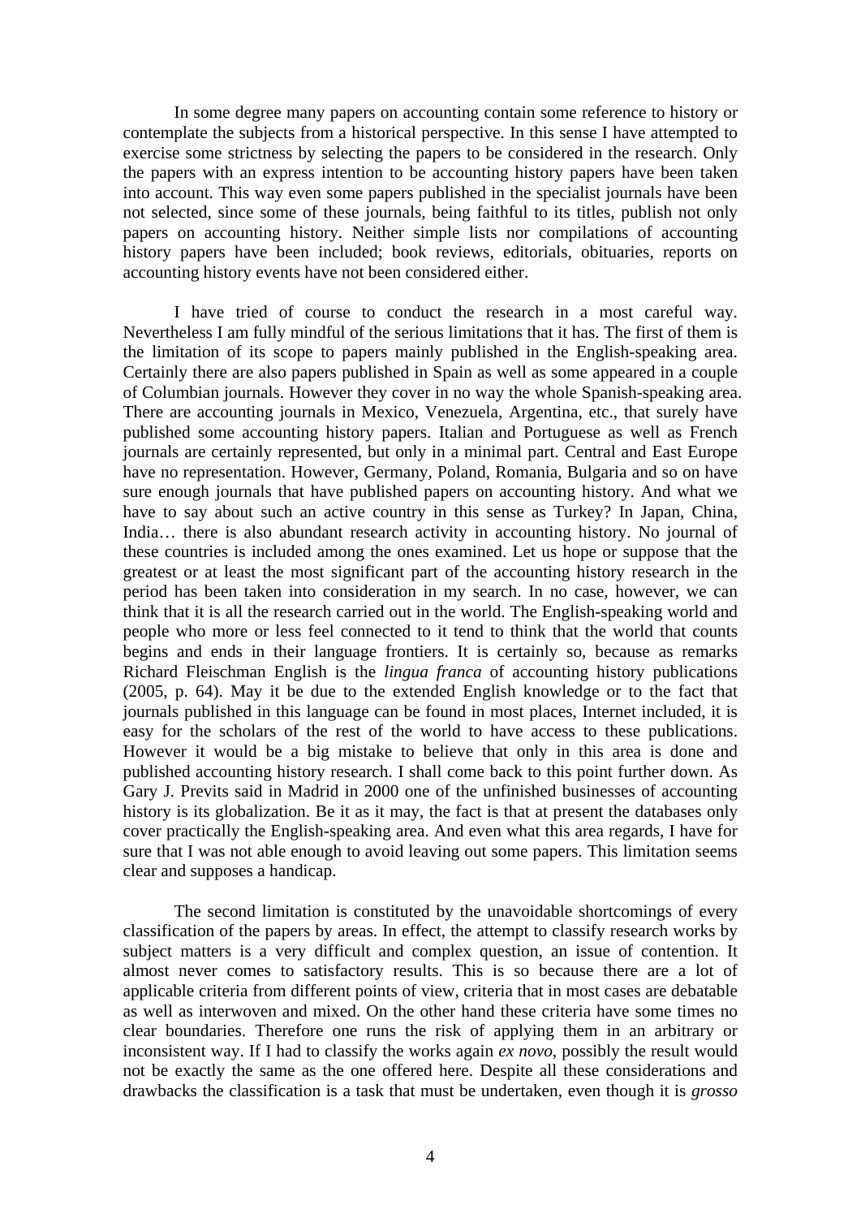In some degree many papers on accounting contain some reference to history or contemplate the subjects from a historical perspective. In this sense I have attempted to exercise some strictness by selecting the papers to be considered in the research. Only the papers with an express intention to be accounting history papers have been taken into account. This way even some papers published in the specialist journals have been not selected, since some of these journals, being faithful to its titles, publish not only papers on accounting history. Neither simple lists nor compilations of accounting history papers have been included; book reviews, editorials, obituaries, reports on accounting history events have not been considered either.

I have tried of course to conduct the research in a most careful way. Nevertheless I am fully mindful of the serious limitations that it has. The first of them is the limitation of its scope to papers mainly published in the English-speaking area. Certainly there are also papers published in Spain as well as some appeared in a couple of Columbian journals. However they cover in no way the whole Spanish-speaking area. There are accounting journals in Mexico, Venezuela, Argentina, etc., that surely have published some accounting history papers. Italian and Portuguese as well as French journals are certainly represented, but only in a minimal part. Central and East Europe have no representation. However, Germany, Poland, Romania, Bulgaria and so on have sure enough journals that have published papers on accounting history. And what we have to say about such an active country in this sense as Turkey? In Japan, China, India… there is also abundant research activity in accounting history. No journal of these countries is included among the ones examined. Let us hope or suppose that the greatest or at least the most significant part of the accounting history research in the period has been taken into consideration in my search. In no case, however, we can think that it is all the research carried out in the world. The English-speaking world and people who more or less feel connected to it tend to think that the world that counts begins and ends in their language frontiers. It is certainly so, because as remarks Richard Fleischman English is the *lingua franca* of accounting history publications (2005, p. 64). May it be due to the extended English knowledge or to the fact that journals published in this language can be found in most places, Internet included, it is easy for the scholars of the rest of the world to have access to these publications. However it would be a big mistake to believe that only in this area is done and published accounting history research. I shall come back to this point further down. As Gary J. Previts said in Madrid in 2000 one of the unfinished businesses of accounting history is its globalization. Be it as it may, the fact is that at present the databases only cover practically the English-speaking area. And even what this area regards, I have for sure that I was not able enough to avoid leaving out some papers. This limitation seems clear and supposes a handicap.

The second limitation is constituted by the unavoidable shortcomings of every classification of the papers by areas. In effect, the attempt to classify research works by subject matters is a very difficult and complex question, an issue of contention. It almost never comes to satisfactory results. This is so because there are a lot of applicable criteria from different points of view, criteria that in most cases are debatable as well as interwoven and mixed. On the other hand these criteria have some times no clear boundaries. Therefore one runs the risk of applying them in an arbitrary or inconsistent way. If I had to classify the works again *ex novo*, possibly the result would not be exactly the same as the one offered here. Despite all these considerations and drawbacks the classification is a task that must be undertaken, even though it is *grosso*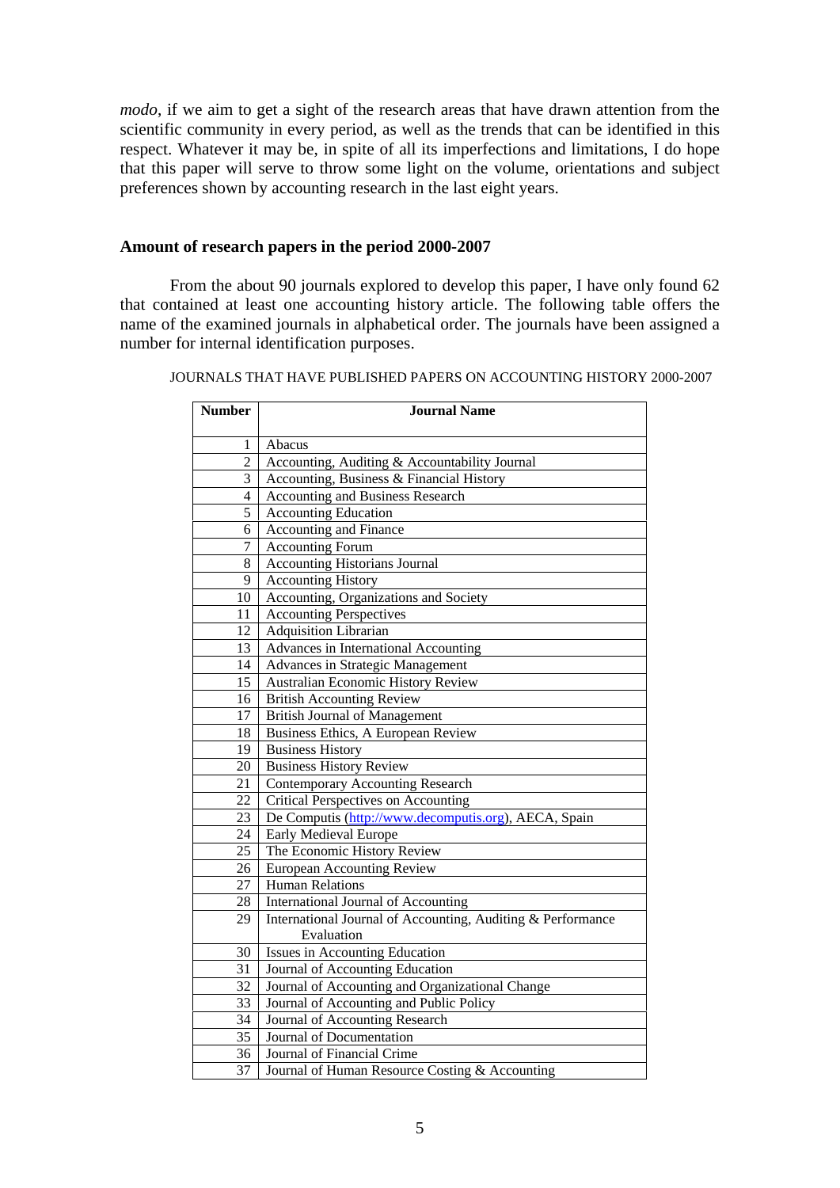*modo*, if we aim to get a sight of the research areas that have drawn attention from the scientific community in every period, as well as the trends that can be identified in this respect. Whatever it may be, in spite of all its imperfections and limitations, I do hope that this paper will serve to throw some light on the volume, orientations and subject preferences shown by accounting research in the last eight years.

## Amount of research papers in the period 2000-2007

From the about 90 journals explored to develop this paper, I have only found 62 that contained at least one accounting history article. The following table offers the name of the examined journals in alphabetical order. The journals have been assigned a number for internal identification purposes.

JOURNALS THAT HAVE PUBLISHED PAPERS ON ACCOUNTING HISTORY 2000-2007

| Number | Journal Name |
|---|---|
| 1 | Abacus |
| 2 | Accounting, Auditing & Accountability Journal |
| 3 | Accounting, Business & Financial History |
| 4 | Accounting and Business Research |
| 5 | Accounting Education |
| 6 | Accounting and Finance |
| 7 | Accounting Forum |
| 8 | Accounting Historians Journal |
| 9 | Accounting History |
| 10 | Accounting, Organizations and Society |
| 11 | Accounting Perspectives |
| 12 | Adquisition Librarian |
| 13 | Advances in International Accounting |
| 14 | Advances in Strategic Management |
| 15 | Australian Economic History Review |
| 16 | British Accounting Review |
| 17 | British Journal of Management |
| 18 | Business Ethics, A European Review |
| 19 | Business History |
| 20 | Business History Review |
| 21 | Contemporary Accounting Research |
| 22 | Critical Perspectives on Accounting |
| 23 | De Computis (http://www.decomputis.org), AECA, Spain |
| 24 | Early Medieval Europe |
| 25 | The Economic History Review |
| 26 | European Accounting Review |
| 27 | Human Relations |
| 28 | International Journal of Accounting |
| 29 | International Journal of Accounting, Auditing & Performance Evaluation |
| 30 | Issues in Accounting Education |
| 31 | Journal of Accounting Education |
| 32 | Journal of Accounting and Organizational Change |
| 33 | Journal of Accounting and Public Policy |
| 34 | Journal of Accounting Research |
| 35 | Journal of Documentation |
| 36 | Journal of Financial Crime |
| 37 | Journal of Human Resource Costing & Accounting |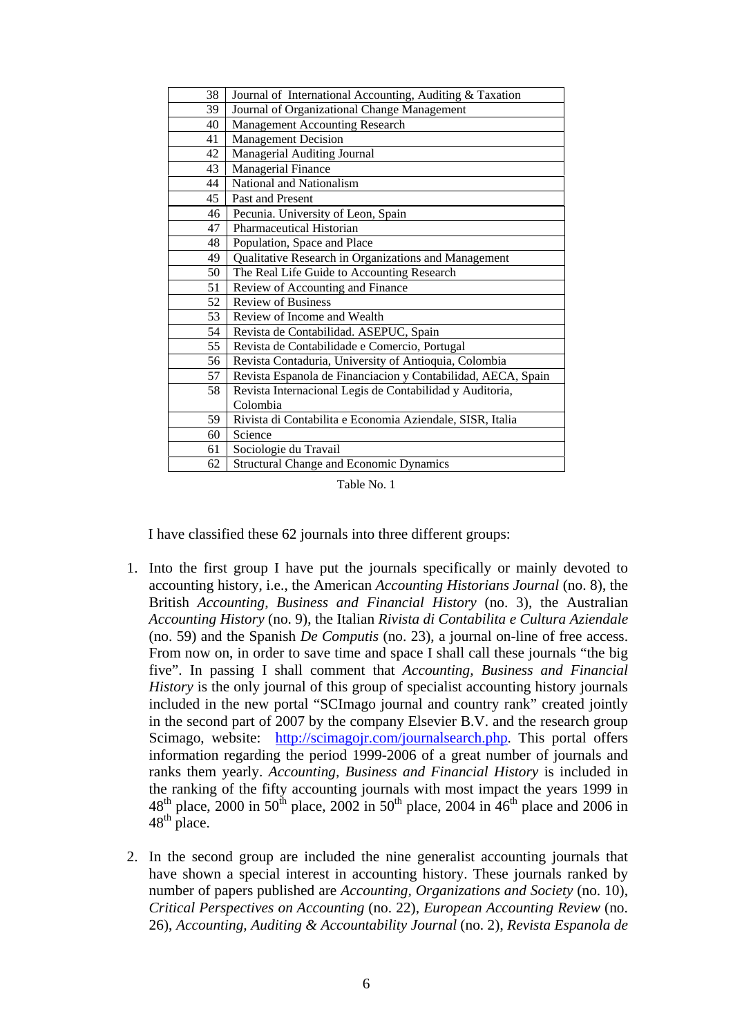| | |
|---|---|
| 38 | Journal of International Accounting, Auditing & Taxation |
| 39 | Journal of Organizational Change Management |
| 40 | Management Accounting Research |
| 41 | Management Decision |
| 42 | Managerial Auditing Journal |
| 43 | Managerial Finance |
| 44 | National and Nationalism |
| 45 | Past and Present |
| 46 | Pecunia. University of Leon, Spain |
| 47 | Pharmaceutical Historian |
| 48 | Population, Space and Place |
| 49 | Qualitative Research in Organizations and Management |
| 50 | The Real Life Guide to Accounting Research |
| 51 | Review of Accounting and Finance |
| 52 | Review of Business |
| 53 | Review of Income and Wealth |
| 54 | Revista de Contabilidad. ASEPUC, Spain |
| 55 | Revista de Contabilidade e Comercio, Portugal |
| 56 | Revista Contaduria, University of Antioquia, Colombia |
| 57 | Revista Espanola de Financiacion y Contabilidad, AECA, Spain |
| 58 | Revista Internacional Legis de Contabilidad y Auditoria, Colombia |
| 59 | Rivista di Contabilita e Economia Aziendale, SISR, Italia |
| 60 | Science |
| 61 | Sociologie du Travail |
| 62 | Structural Change and Economic Dynamics |

Table No. 1

I have classified these 62 journals into three different groups:

1. Into the first group I have put the journals specifically or mainly devoted to accounting history, i.e., the American *Accounting Historians Journal* (no. 8), the British *Accounting, Business and Financial History* (no. 3), the Australian *Accounting History* (no. 9), the Italian *Rivista di Contabilita e Cultura Aziendale* (no. 59) and the Spanish *De Computis* (no. 23), a journal on-line of free access. From now on, in order to save time and space I shall call these journals "the big five". In passing I shall comment that *Accounting, Business and Financial History* is the only journal of this group of specialist accounting history journals included in the new portal "SCImago journal and country rank" created jointly in the second part of 2007 by the company Elsevier B.V. and the research group Scimago, website: http://scimagojr.com/journalsearch.php. This portal offers information regarding the period 1999-2006 of a great number of journals and ranks them yearly. *Accounting, Business and Financial History* is included in the ranking of the fifty accounting journals with most impact the years 1999 in 48th place, 2000 in 50th place, 2002 in 50th place, 2004 in 46th place and 2006 in 48th place.

2. In the second group are included the nine generalist accounting journals that have shown a special interest in accounting history. These journals ranked by number of papers published are *Accounting, Organizations and Society* (no. 10), *Critical Perspectives on Accounting* (no. 22), *European Accounting Review* (no. 26), *Accounting, Auditing & Accountability Journal* (no. 2), *Revista Espanola de*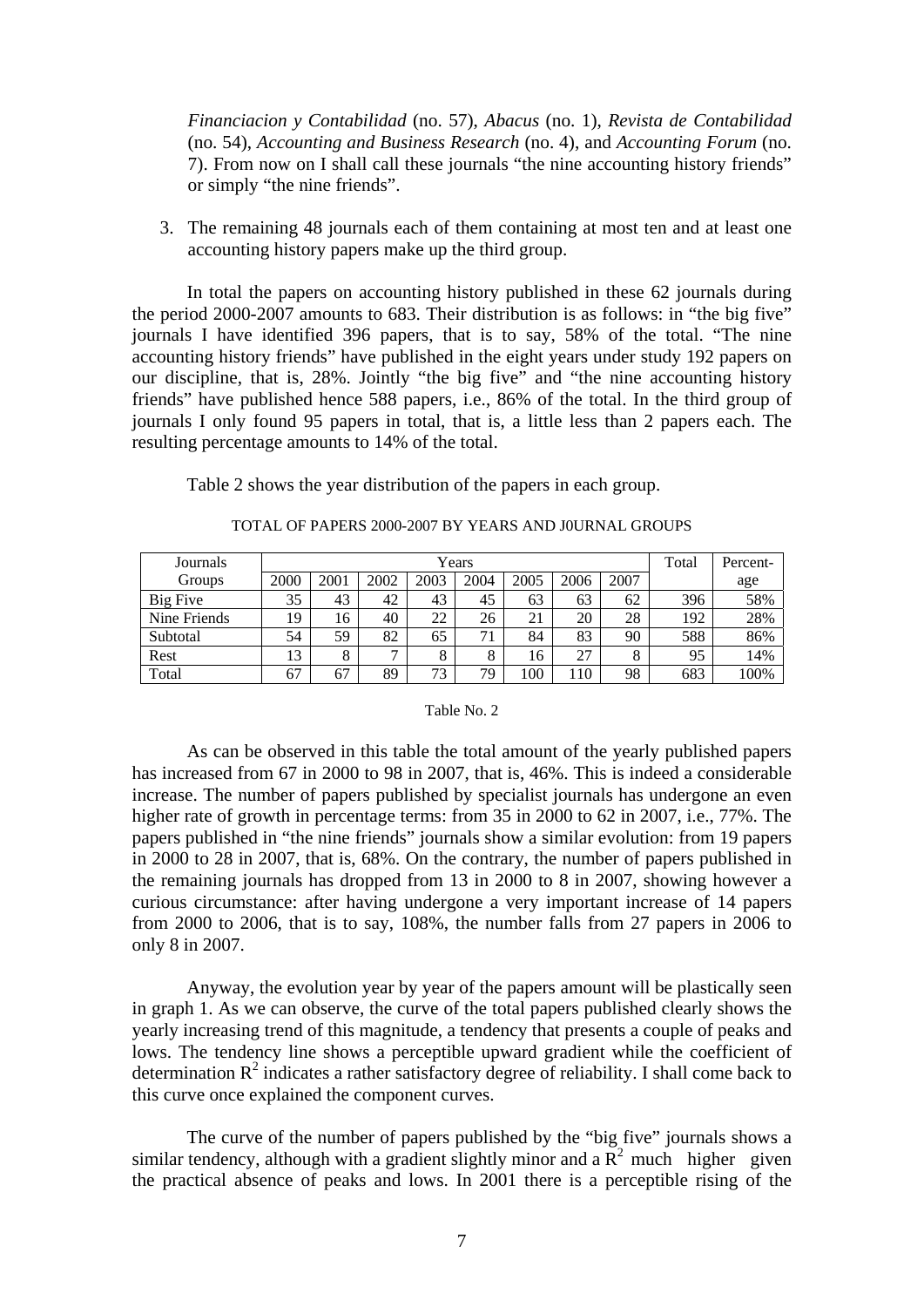*Financiacion y Contabilidad* (no. 57), *Abacus* (no. 1), *Revista de Contabilidad* (no. 54), *Accounting and Business Research* (no. 4), and *Accounting Forum* (no. 7). From now on I shall call these journals "the nine accounting history friends" or simply "the nine friends".

3. The remaining 48 journals each of them containing at most ten and at least one accounting history papers make up the third group.

In total the papers on accounting history published in these 62 journals during the period 2000-2007 amounts to 683. Their distribution is as follows: in "the big five" journals I have identified 396 papers, that is to say, 58% of the total. "The nine accounting history friends" have published in the eight years under study 192 papers on our discipline, that is, 28%. Jointly "the big five" and "the nine accounting history friends" have published hence 588 papers, i.e., 86% of the total. In the third group of journals I only found 95 papers in total, that is, a little less than 2 papers each. The resulting percentage amounts to 14% of the total.

Table 2 shows the year distribution of the papers in each group.

TOTAL OF PAPERS 2000-2007 BY YEARS AND J0URNAL GROUPS

| Journals Groups | Years | | | | | | | | Total | Percent-age |
|---|---|---|---|---|---|---|---|---|---|---|
| | 2000 | 2001 | 2002 | 2003 | 2004 | 2005 | 2006 | 2007 | | |
| Big Five | 35 | 43 | 42 | 43 | 45 | 63 | 63 | 62 | 396 | 58% |
| Nine Friends | 19 | 16 | 40 | 22 | 26 | 21 | 20 | 28 | 192 | 28% |
| Subtotal | 54 | 59 | 82 | 65 | 71 | 84 | 83 | 90 | 588 | 86% |
| Rest | 13 | 8 | 7 | 8 | 8 | 16 | 27 | 8 | 95 | 14% |
| Total | 67 | 67 | 89 | 73 | 79 | 100 | 110 | 98 | 683 | 100% |

Table No. 2

As can be observed in this table the total amount of the yearly published papers has increased from 67 in 2000 to 98 in 2007, that is, 46%. This is indeed a considerable increase. The number of papers published by specialist journals has undergone an even higher rate of growth in percentage terms: from 35 in 2000 to 62 in 2007, i.e., 77%. The papers published in "the nine friends" journals show a similar evolution: from 19 papers in 2000 to 28 in 2007, that is, 68%. On the contrary, the number of papers published in the remaining journals has dropped from 13 in 2000 to 8 in 2007, showing however a curious circumstance: after having undergone a very important increase of 14 papers from 2000 to 2006, that is to say, 108%, the number falls from 27 papers in 2006 to only 8 in 2007.

Anyway, the evolution year by year of the papers amount will be plastically seen in graph 1. As we can observe, the curve of the total papers published clearly shows the yearly increasing trend of this magnitude, a tendency that presents a couple of peaks and lows. The tendency line shows a perceptible upward gradient while the coefficient of determination $R^2$ indicates a rather satisfactory degree of reliability. I shall come back to this curve once explained the component curves.

The curve of the number of papers published by the "big five" journals shows a similar tendency, although with a gradient slightly minor and a $R^2$ much higher given the practical absence of peaks and lows. In 2001 there is a perceptible rising of the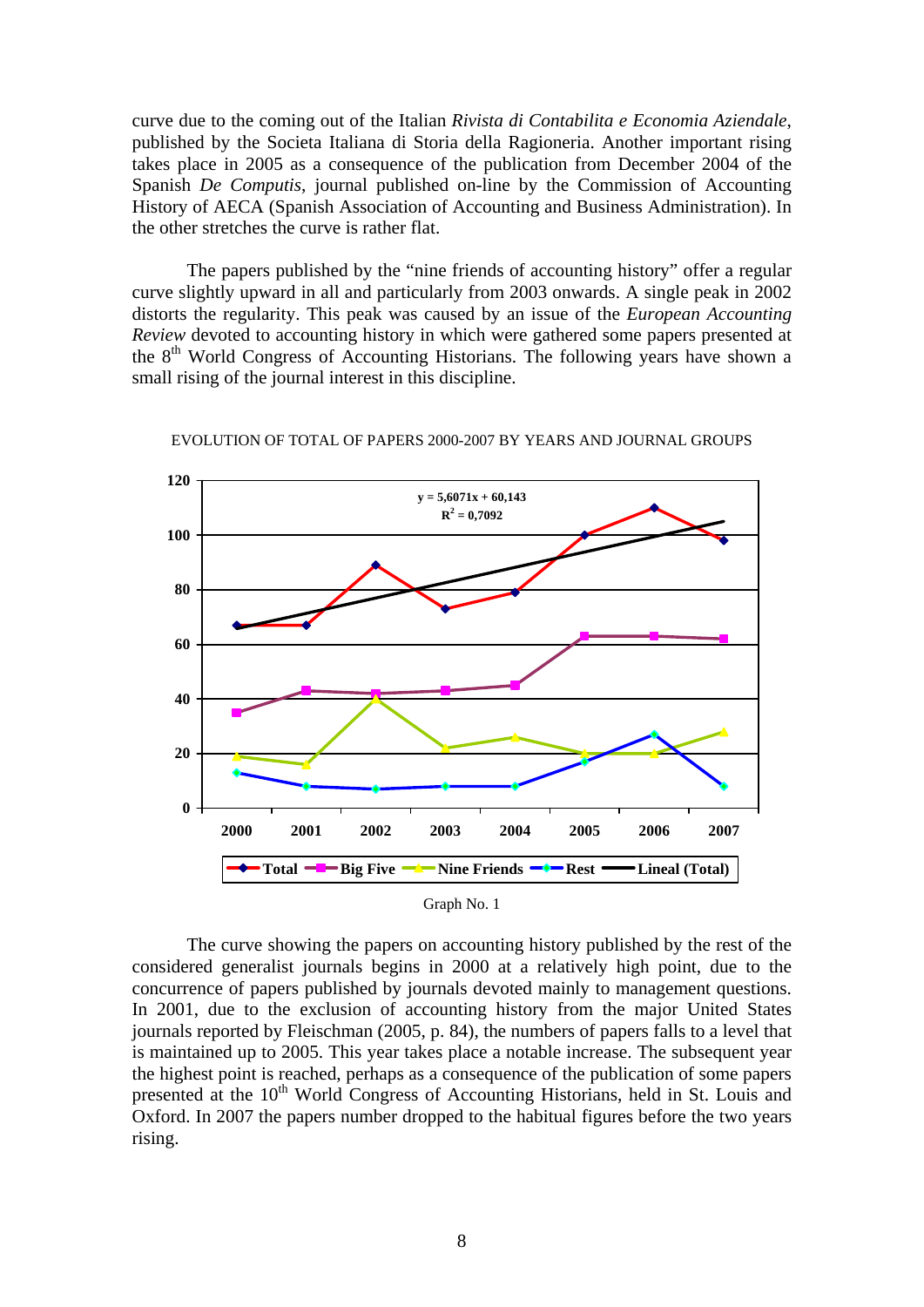curve due to the coming out of the Italian *Rivista di Contabilita e Economia Aziendale*, published by the Societa Italiana di Storia della Ragioneria. Another important rising takes place in 2005 as a consequence of the publication from December 2004 of the Spanish *De Computis*, journal published on-line by the Commission of Accounting History of AECA (Spanish Association of Accounting and Business Administration). In the other stretches the curve is rather flat.

The papers published by the "nine friends of accounting history" offer a regular curve slightly upward in all and particularly from 2003 onwards. A single peak in 2002 distorts the regularity. This peak was caused by an issue of the *European Accounting Review* devoted to accounting history in which were gathered some papers presented at the 8th World Congress of Accounting Historians. The following years have shown a small rising of the journal interest in this discipline.

EVOLUTION OF TOTAL OF PAPERS 2000-2007 BY YEARS AND JOURNAL GROUPS

$y = 5{,}6071x + 60{,}143$
$R^2 = 0{,}7092$

Total, Big Five, Nine Friends, Rest, Lineal (Total)

Graph No. 1

The curve showing the papers on accounting history published by the rest of the considered generalist journals begins in 2000 at a relatively high point, due to the concurrence of papers published by journals devoted mainly to management questions. In 2001, due to the exclusion of accounting history from the major United States journals reported by Fleischman (2005, p. 84), the numbers of papers falls to a level that is maintained up to 2005. This year takes place a notable increase. The subsequent year the highest point is reached, perhaps as a consequence of the publication of some papers presented at the 10th World Congress of Accounting Historians, held in St. Louis and Oxford. In 2007 the papers number dropped to the habitual figures before the two years rising.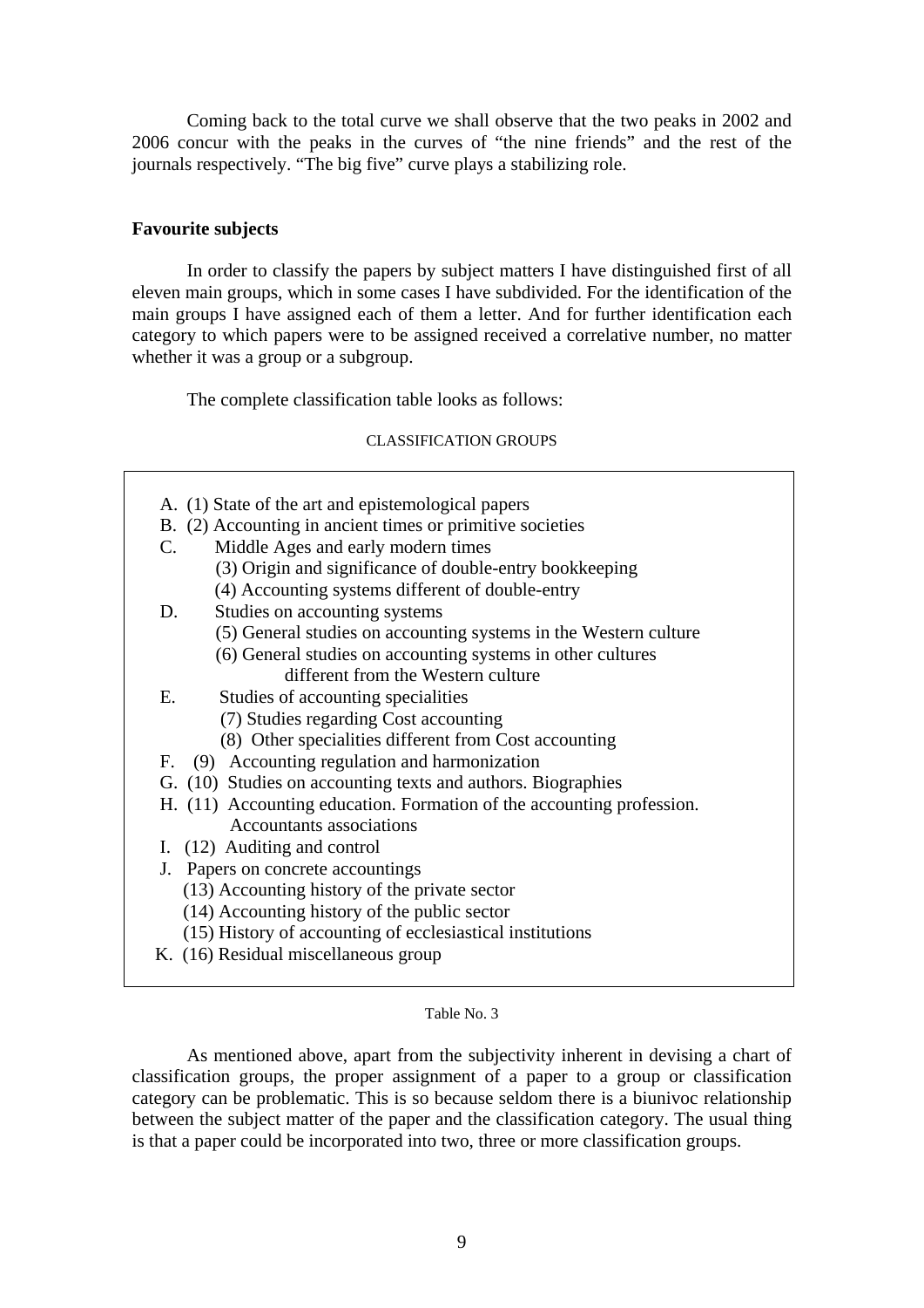Coming back to the total curve we shall observe that the two peaks in 2002 and 2006 concur with the peaks in the curves of "the nine friends" and the rest of the journals respectively. "The big five" curve plays a stabilizing role.

**Favourite subjects**

In order to classify the papers by subject matters I have distinguished first of all eleven main groups, which in some cases I have subdivided. For the identification of the main groups I have assigned each of them a letter. And for further identification each category to which papers were to be assigned received a correlative number, no matter whether it was a group or a subgroup.

The complete classification table looks as follows:

CLASSIFICATION GROUPS

- A. (1) State of the art and epistemological papers
- B. (2) Accounting in ancient times or primitive societies
- C. Middle Ages and early modern times
  - (3) Origin and significance of double-entry bookkeeping
  - (4) Accounting systems different of double-entry
- D. Studies on accounting systems
  - (5) General studies on accounting systems in the Western culture
  - (6) General studies on accounting systems in other cultures different from the Western culture
- E. Studies of accounting specialities
  - (7) Studies regarding Cost accounting
  - (8) Other specialities different from Cost accounting
- F. (9) Accounting regulation and harmonization
- G. (10) Studies on accounting texts and authors. Biographies
- H. (11) Accounting education. Formation of the accounting profession. Accountants associations
- I. (12) Auditing and control
- J. Papers on concrete accountings
  - (13) Accounting history of the private sector
  - (14) Accounting history of the public sector
  - (15) History of accounting of ecclesiastical institutions
- K. (16) Residual miscellaneous group

Table No. 3

As mentioned above, apart from the subjectivity inherent in devising a chart of classification groups, the proper assignment of a paper to a group or classification category can be problematic. This is so because seldom there is a biunivoc relationship between the subject matter of the paper and the classification category. The usual thing is that a paper could be incorporated into two, three or more classification groups.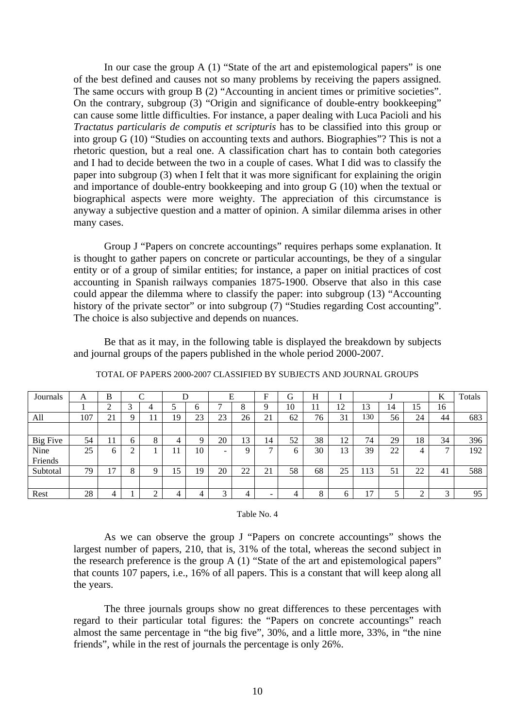In our case the group A (1) “State of the art and epistemological papers” is one of the best defined and causes not so many problems by receiving the papers assigned. The same occurs with group B (2) “Accounting in ancient times or primitive societies”. On the contrary, subgroup (3) “Origin and significance of double-entry bookkeeping” can cause some little difficulties. For instance, a paper dealing with Luca Pacioli and his *Tractatus particularis de computis et scripturis* has to be classified into this group or into group G (10) “Studies on accounting texts and authors. Biographies”? This is not a rhetoric question, but a real one. A classification chart has to contain both categories and I had to decide between the two in a couple of cases. What I did was to classify the paper into subgroup (3) when I felt that it was more significant for explaining the origin and importance of double-entry bookkeeping and into group G (10) when the textual or biographical aspects were more weighty. The appreciation of this circumstance is anyway a subjective question and a matter of opinion. A similar dilemma arises in other many cases.

Group J “Papers on concrete accountings” requires perhaps some explanation. It is thought to gather papers on concrete or particular accountings, be they of a singular entity or of a group of similar entities; for instance, a paper on initial practices of cost accounting in Spanish railways companies 1875-1900. Observe that also in this case could appear the dilemma where to classify the paper: into subgroup (13) “Accounting history of the private sector” or into subgroup (7) “Studies regarding Cost accounting”. The choice is also subjective and depends on nuances.

Be that as it may, in the following table is displayed the breakdown by subjects and journal groups of the papers published in the whole period 2000-2007.

TOTAL OF PAPERS 2000-2007 CLASSIFIED BY SUBJECTS AND JOURNAL GROUPS

| Journals | A | B | C | | D | | E | | F | G | H | I | J | | | K | Totals |
|---|---|---|---|---|---|---|---|---|---|---|---|---|---|---|---|---|---|
| | 1 | 2 | 3 | 4 | 5 | 6 | 7 | 8 | 9 | 10 | 11 | 12 | 13 | 14 | 15 | 16 | |
| All | 107 | 21 | 9 | 11 | 19 | 23 | 23 | 26 | 21 | 62 | 76 | 31 | 130 | 56 | 24 | 44 | 683 |
| | | | | | | | | | | | | | | | | | |
| Big Five | 54 | 11 | 6 | 8 | 4 | 9 | 20 | 13 | 14 | 52 | 38 | 12 | 74 | 29 | 18 | 34 | 396 |
| Nine Friends | 25 | 6 | 2 | 1 | 11 | 10 | - | 9 | 7 | 6 | 30 | 13 | 39 | 22 | 4 | 7 | 192 |
| Subtotal | 79 | 17 | 8 | 9 | 15 | 19 | 20 | 22 | 21 | 58 | 68 | 25 | 113 | 51 | 22 | 41 | 588 |
| | | | | | | | | | | | | | | | | | |
| Rest | 28 | 4 | 1 | 2 | 4 | 4 | 3 | 4 | - | 4 | 8 | 6 | 17 | 5 | 2 | 3 | 95 |

Table No. 4

As we can observe the group J “Papers on concrete accountings” shows the largest number of papers, 210, that is, 31% of the total, whereas the second subject in the research preference is the group A (1) “State of the art and epistemological papers” that counts 107 papers, i.e., 16% of all papers. This is a constant that will keep along all the years.

The three journals groups show no great differences to these percentages with regard to their particular total figures: the “Papers on concrete accountings” reach almost the same percentage in “the big five”, 30%, and a little more, 33%, in “the nine friends”, while in the rest of journals the percentage is only 26%.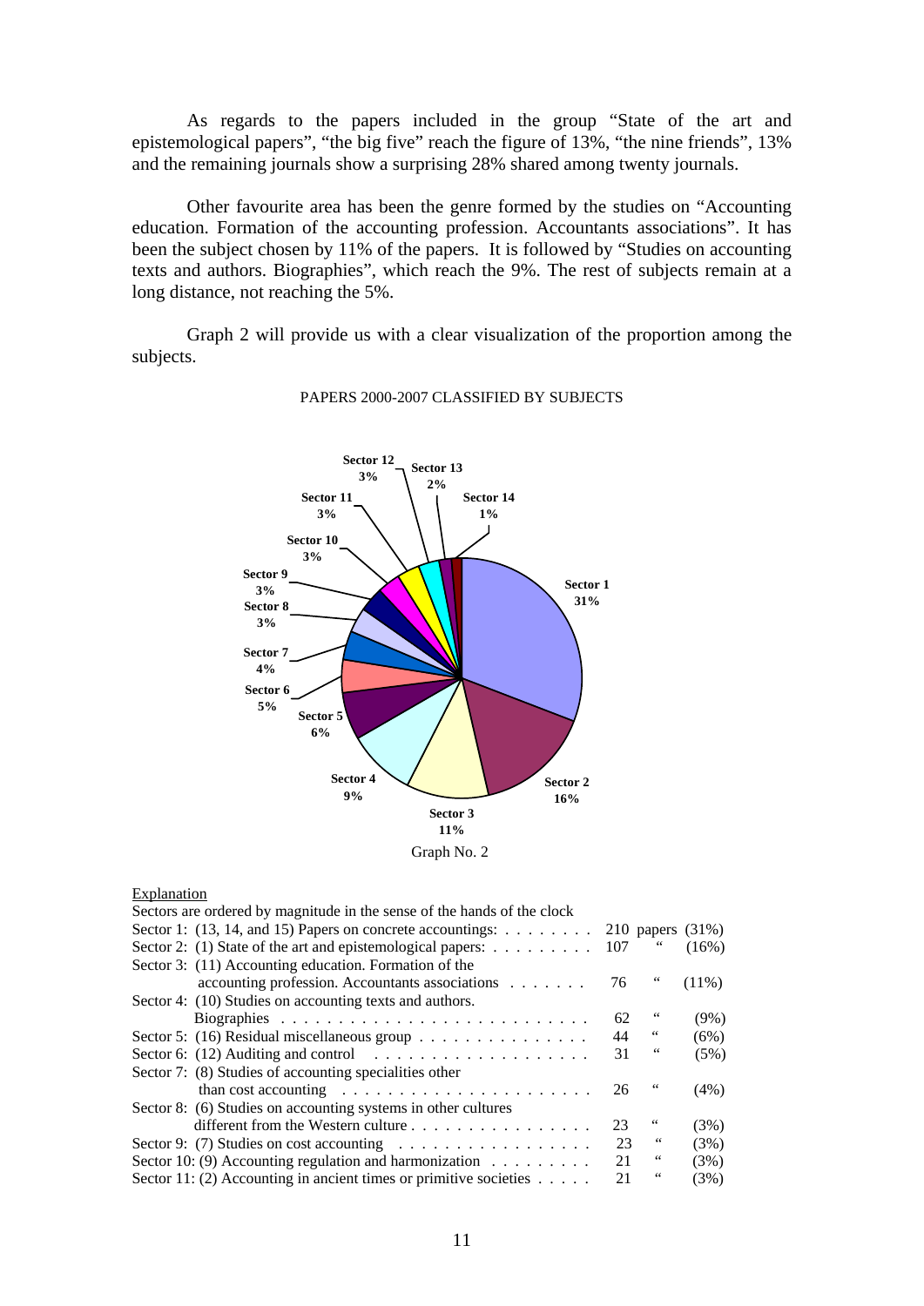As regards to the papers included in the group "State of the art and epistemological papers", "the big five" reach the figure of 13%, "the nine friends", 13% and the remaining journals show a surprising 28% shared among twenty journals.

Other favourite area has been the genre formed by the studies on "Accounting education. Formation of the accounting profession. Accountants associations". It has been the subject chosen by 11% of the papers. It is followed by "Studies on accounting texts and authors. Biographies", which reach the 9%. The rest of subjects remain at a long distance, not reaching the 5%.

Graph 2 will provide us with a clear visualization of the proportion among the subjects.

PAPERS 2000-2007 CLASSIFIED BY SUBJECTS

Sector 1 31%, Sector 2 16%, Sector 3 11%, Sector 4 9%, Sector 5 6%, Sector 6 5%, Sector 7 4%, Sector 8 3%, Sector 9 3%, Sector 10 3%, Sector 11 3%, Sector 12 3%, Sector 13 2%, Sector 14 1%

Graph No. 2

Explanation

Sectors are ordered by magnitude in the sense of the hands of the clock

| Sector | Subject | Papers | % |
|---|---|---|---|
| Sector 1: | (13, 14, and 15) Papers on concrete accountings: | 210 papers | (31%) |
| Sector 2: | (1) State of the art and epistemological papers: | 107 " | (16%) |
| Sector 3: | (11) Accounting education. Formation of the accounting profession. Accountants associations | 76 " | (11%) |
| Sector 4: | (10) Studies on accounting texts and authors. Biographies | 62 " | (9%) |
| Sector 5: | (16) Residual miscellaneous group | 44 " | (6%) |
| Sector 6: | (12) Auditing and control | 31 " | (5%) |
| Sector 7: | (8) Studies of accounting specialities other than cost accounting | 26 " | (4%) |
| Sector 8: | (6) Studies on accounting systems in other cultures different from the Western culture | 23 " | (3%) |
| Sector 9: | (7) Studies on cost accounting | 23 " | (3%) |
| Sector 10: | (9) Accounting regulation and harmonization | 21 " | (3%) |
| Sector 11: | (2) Accounting in ancient times or primitive societies | 21 " | (3%) |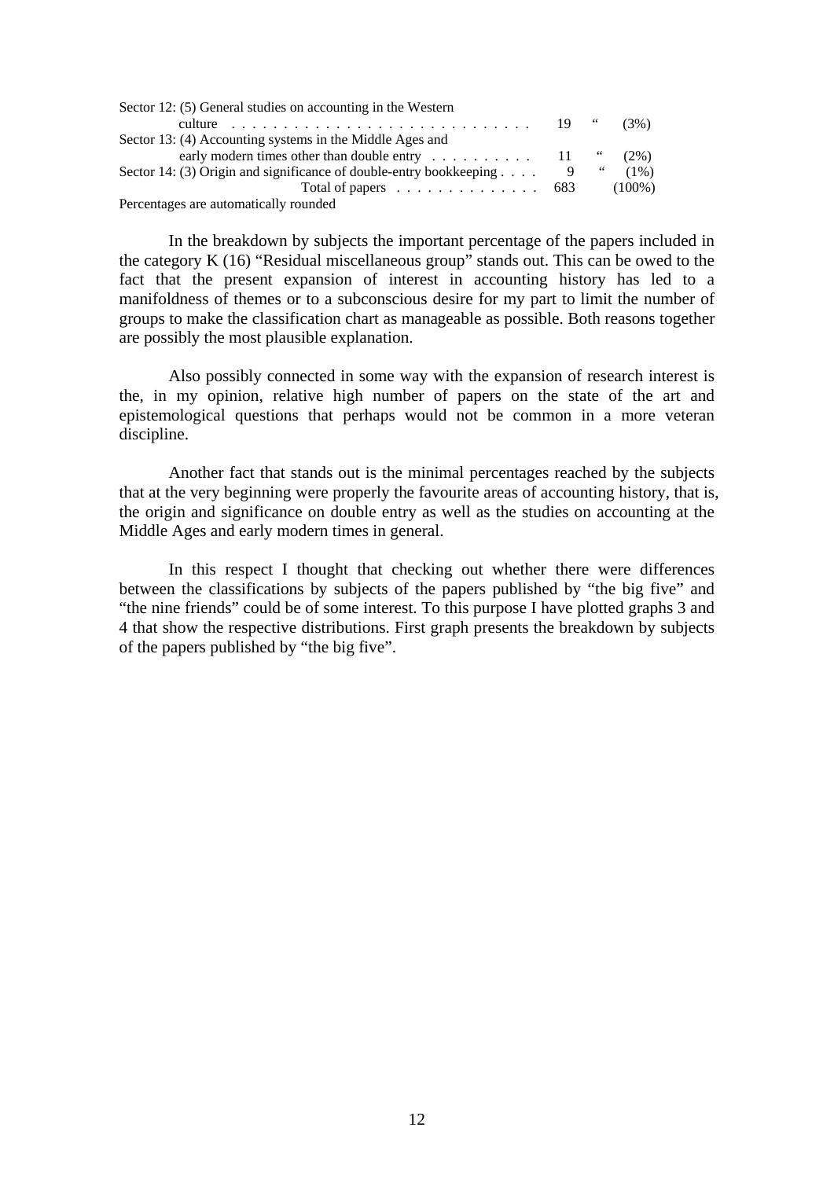| | | | |
|---|---|---|---|
| Sector 12: (5) General studies on accounting in the Western culture | 19 | " | (3%) |
| Sector 13: (4) Accounting systems in the Middle Ages and early modern times other than double entry | 11 | " | (2%) |
| Sector 14: (3) Origin and significance of double-entry bookkeeping | 9 | " | (1%) |
| Total of papers | 683 | | (100%) |

Percentages are automatically rounded

In the breakdown by subjects the important percentage of the papers included in the category K (16) "Residual miscellaneous group" stands out. This can be owed to the fact that the present expansion of interest in accounting history has led to a manifoldness of themes or to a subconscious desire for my part to limit the number of groups to make the classification chart as manageable as possible. Both reasons together are possibly the most plausible explanation.

Also possibly connected in some way with the expansion of research interest is the, in my opinion, relative high number of papers on the state of the art and epistemological questions that perhaps would not be common in a more veteran discipline.

Another fact that stands out is the minimal percentages reached by the subjects that at the very beginning were properly the favourite areas of accounting history, that is, the origin and significance on double entry as well as the studies on accounting at the Middle Ages and early modern times in general.

In this respect I thought that checking out whether there were differences between the classifications by subjects of the papers published by "the big five" and "the nine friends" could be of some interest. To this purpose I have plotted graphs 3 and 4 that show the respective distributions. First graph presents the breakdown by subjects of the papers published by "the big five".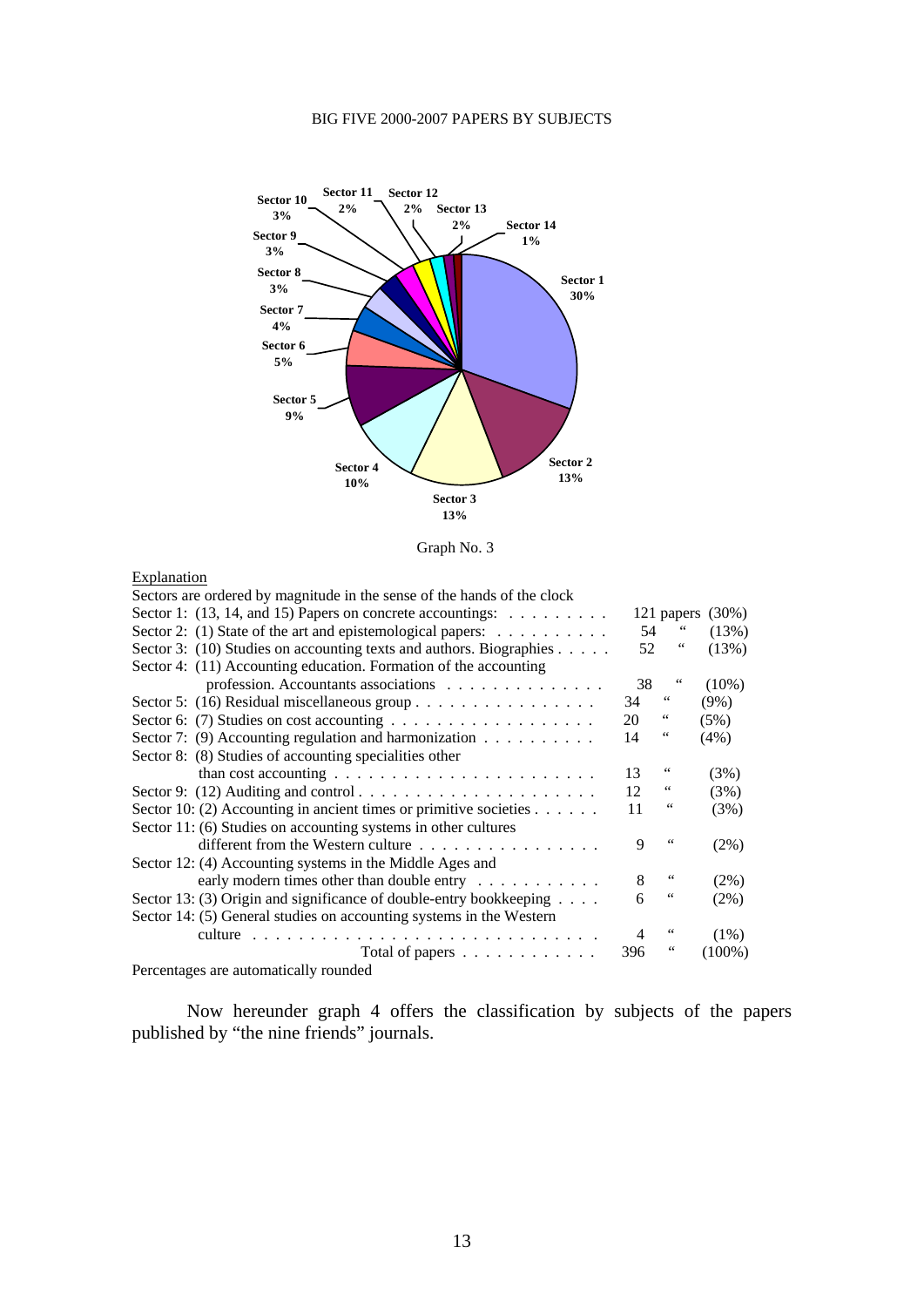BIG FIVE 2000-2007 PAPERS BY SUBJECTS

Sector 10 3%, Sector 11 2%, Sector 12 2%, Sector 13 2%, Sector 14 1%, Sector 9 3%, Sector 8 3%, Sector 7 4%, Sector 6 5%, Sector 5 9%, Sector 4 10%, Sector 3 13%, Sector 2 13%, Sector 1 30%

Graph No. 3

Explanation

Sectors are ordered by magnitude in the sense of the hands of the clock

| Sector | Papers | % |
|---|---|---|
| Sector 1: (13, 14, and 15) Papers on concrete accountings: | 121 papers | (30%) |
| Sector 2: (1) State of the art and epistemological papers: | 54 " | (13%) |
| Sector 3: (10) Studies on accounting texts and authors. Biographies | 52 " | (13%) |
| Sector 4: (11) Accounting education. Formation of the accounting profession. Accountants associations | 38 " | (10%) |
| Sector 5: (16) Residual miscellaneous group | 34 " | (9%) |
| Sector 6: (7) Studies on cost accounting | 20 " | (5%) |
| Sector 7: (9) Accounting regulation and harmonization | 14 " | (4%) |
| Sector 8: (8) Studies of accounting specialities other than cost accounting | 13 " | (3%) |
| Sector 9: (12) Auditing and control | 12 " | (3%) |
| Sector 10: (2) Accounting in ancient times or primitive societies | 11 " | (3%) |
| Sector 11: (6) Studies on accounting systems in other cultures different from the Western culture | 9 " | (2%) |
| Sector 12: (4) Accounting systems in the Middle Ages and early modern times other than double entry | 8 " | (2%) |
| Sector 13: (3) Origin and significance of double-entry bookkeeping | 6 " | (2%) |
| Sector 14: (5) General studies on accounting systems in the Western culture | 4 " | (1%) |
| Total of papers | 396 " | (100%) |

Percentages are automatically rounded

Now hereunder graph 4 offers the classification by subjects of the papers published by "the nine friends" journals.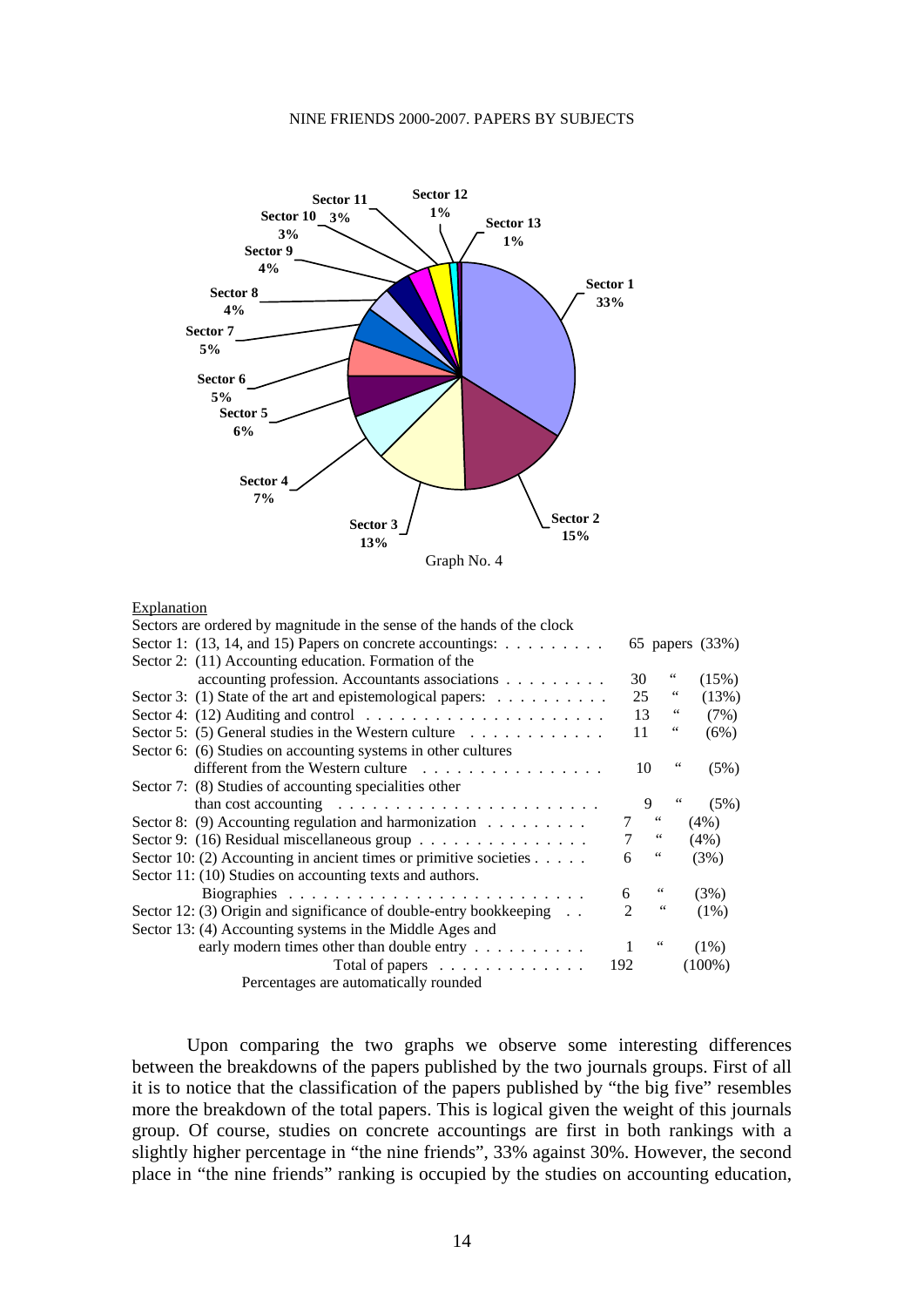NINE FRIENDS 2000-2007. PAPERS BY SUBJECTS

Graph No. 4

Explanation

Sectors are ordered by magnitude in the sense of the hands of the clock

| Sector | Papers | % |
|---|---|---|
| Sector 1: (13, 14, and 15) Papers on concrete accountings: | 65 papers | (33%) |
| Sector 2: (11) Accounting education. Formation of the accounting profession. Accountants associations | 30 " | (15%) |
| Sector 3: (1) State of the art and epistemological papers: | 25 " | (13%) |
| Sector 4: (12) Auditing and control | 13 " | (7%) |
| Sector 5: (5) General studies in the Western culture | 11 " | (6%) |
| Sector 6: (6) Studies on accounting systems in other cultures different from the Western culture | 10 " | (5%) |
| Sector 7: (8) Studies of accounting specialities other than cost accounting | 9 " | (5%) |
| Sector 8: (9) Accounting regulation and harmonization | 7 " | (4%) |
| Sector 9: (16) Residual miscellaneous group | 7 " | (4%) |
| Sector 10: (2) Accounting in ancient times or primitive societies | 6 " | (3%) |
| Sector 11: (10) Studies on accounting texts and authors. Biographies | 6 " | (3%) |
| Sector 12: (3) Origin and significance of double-entry bookkeeping | 2 " | (1%) |
| Sector 13: (4) Accounting systems in the Middle Ages and early modern times other than double entry | 1 " | (1%) |
| Total of papers | 192 | (100%) |

Percentages are automatically rounded

Upon comparing the two graphs we observe some interesting differences between the breakdowns of the papers published by the two journals groups. First of all it is to notice that the classification of the papers published by "the big five" resembles more the breakdown of the total papers. This is logical given the weight of this journals group. Of course, studies on concrete accountings are first in both rankings with a slightly higher percentage in "the nine friends", 33% against 30%. However, the second place in "the nine friends" ranking is occupied by the studies on accounting education,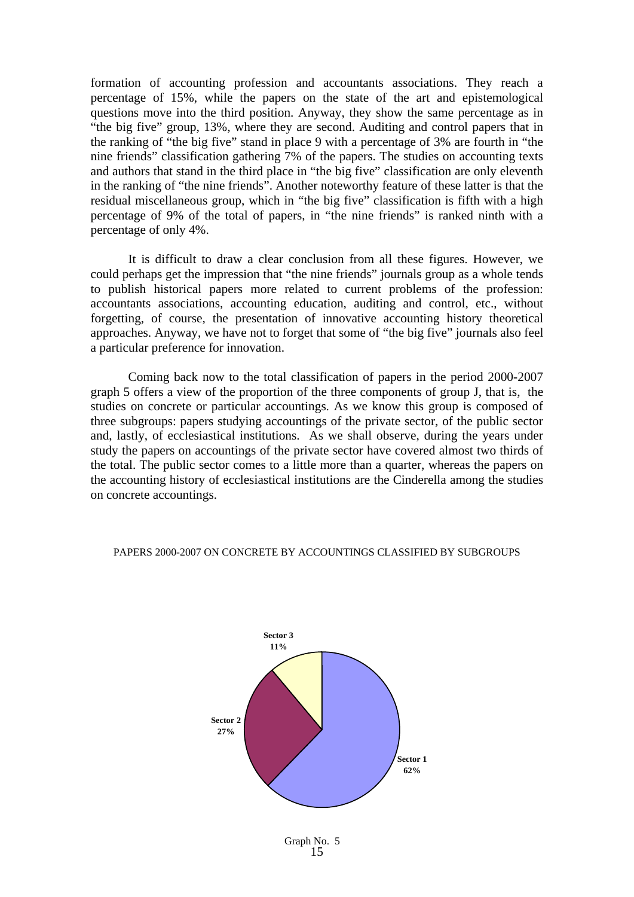formation of accounting profession and accountants associations. They reach a percentage of 15%, while the papers on the state of the art and epistemological questions move into the third position. Anyway, they show the same percentage as in "the big five" group, 13%, where they are second. Auditing and control papers that in the ranking of "the big five" stand in place 9 with a percentage of 3% are fourth in "the nine friends" classification gathering 7% of the papers. The studies on accounting texts and authors that stand in the third place in "the big five" classification are only eleventh in the ranking of "the nine friends". Another noteworthy feature of these latter is that the residual miscellaneous group, which in "the big five" classification is fifth with a high percentage of 9% of the total of papers, in "the nine friends" is ranked ninth with a percentage of only 4%.

It is difficult to draw a clear conclusion from all these figures. However, we could perhaps get the impression that "the nine friends" journals group as a whole tends to publish historical papers more related to current problems of the profession: accountants associations, accounting education, auditing and control, etc., without forgetting, of course, the presentation of innovative accounting history theoretical approaches. Anyway, we have not to forget that some of "the big five" journals also feel a particular preference for innovation.

Coming back now to the total classification of papers in the period 2000-2007 graph 5 offers a view of the proportion of the three components of group J, that is, the studies on concrete or particular accountings. As we know this group is composed of three subgroups: papers studying accountings of the private sector, of the public sector and, lastly, of ecclesiastical institutions. As we shall observe, during the years under study the papers on accountings of the private sector have covered almost two thirds of the total. The public sector comes to a little more than a quarter, whereas the papers on the accounting history of ecclesiastical institutions are the Cinderella among the studies on concrete accountings.

PAPERS 2000-2007 ON CONCRETE BY ACCOUNTINGS CLASSIFIED BY SUBGROUPS

| Sector | Percentage |
| --- | --- |
| Sector 1 | 62% |
| Sector 2 | 27% |
| Sector 3 | 11% |

Graph No. 5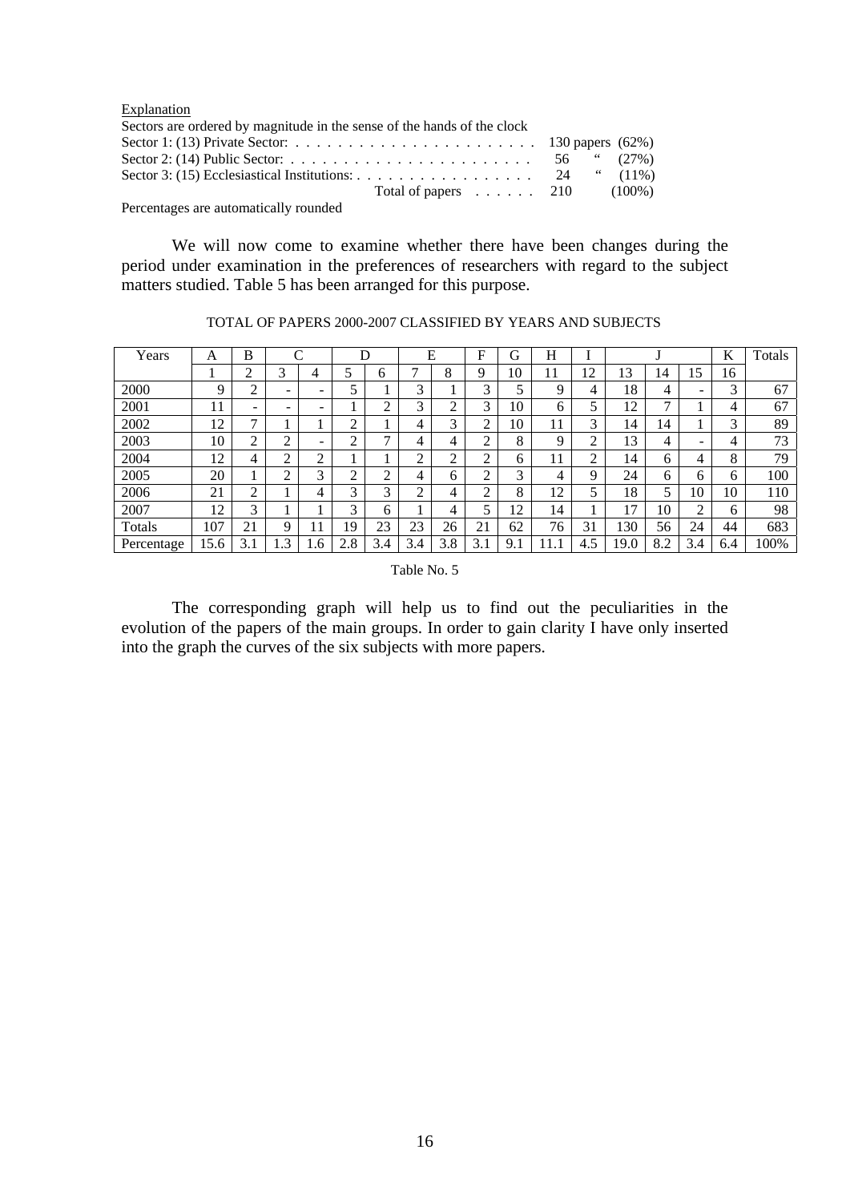Explanation

Sectors are ordered by magnitude in the sense of the hands of the clock

Sector 1: (13) Private Sector: . . . . . . . . . . . . . . . . . . . . . . . 130 papers (62%)
Sector 2: (14) Public Sector: . . . . . . . . . . . . . . . . . . . . . . . 56 " (27%)
Sector 3: (15) Ecclesiastical Institutions: . . . . . . . . . . . . . . . . . 24 " (11%)
Total of papers . . . . . . 210 (100%)

Percentages are automatically rounded

We will now come to examine whether there have been changes during the period under examination in the preferences of researchers with regard to the subject matters studied. Table 5 has been arranged for this purpose.

TOTAL OF PAPERS 2000-2007 CLASSIFIED BY YEARS AND SUBJECTS

| Years | A | B | C | | D | | E | | F | G | H | I | J | | | K | Totals |
|---|---|---|---|---|---|---|---|---|---|---|---|---|---|---|---|---|---|
| | 1 | 2 | 3 | 4 | 5 | 6 | 7 | 8 | 9 | 10 | 11 | 12 | 13 | 14 | 15 | 16 | |
| 2000 | 9 | 2 | - | - | 5 | 1 | 3 | 1 | 3 | 5 | 9 | 4 | 18 | 4 | - | 3 | 67 |
| 2001 | 11 | - | - | - | 1 | 2 | 3 | 2 | 3 | 10 | 6 | 5 | 12 | 7 | 1 | 4 | 67 |
| 2002 | 12 | 7 | 1 | 1 | 2 | 1 | 4 | 3 | 2 | 10 | 11 | 3 | 14 | 14 | 1 | 3 | 89 |
| 2003 | 10 | 2 | 2 | - | 2 | 7 | 4 | 4 | 2 | 8 | 9 | 2 | 13 | 4 | - | 4 | 73 |
| 2004 | 12 | 4 | 2 | 2 | 1 | 1 | 2 | 2 | 2 | 6 | 11 | 2 | 14 | 6 | 4 | 8 | 79 |
| 2005 | 20 | 1 | 2 | 3 | 2 | 2 | 4 | 6 | 2 | 3 | 4 | 9 | 24 | 6 | 6 | 6 | 100 |
| 2006 | 21 | 2 | 1 | 4 | 3 | 3 | 2 | 4 | 2 | 8 | 12 | 5 | 18 | 5 | 10 | 10 | 110 |
| 2007 | 12 | 3 | 1 | 1 | 3 | 6 | 1 | 4 | 5 | 12 | 14 | 1 | 17 | 10 | 2 | 6 | 98 |
| Totals | 107 | 21 | 9 | 11 | 19 | 23 | 23 | 26 | 21 | 62 | 76 | 31 | 130 | 56 | 24 | 44 | 683 |
| Percentage | 15.6 | 3.1 | 1.3 | 1.6 | 2.8 | 3.4 | 3.4 | 3.8 | 3.1 | 9.1 | 11.1 | 4.5 | 19.0 | 8.2 | 3.4 | 6.4 | 100% |

Table No. 5

The corresponding graph will help us to find out the peculiarities in the evolution of the papers of the main groups. In order to gain clarity I have only inserted into the graph the curves of the six subjects with more papers.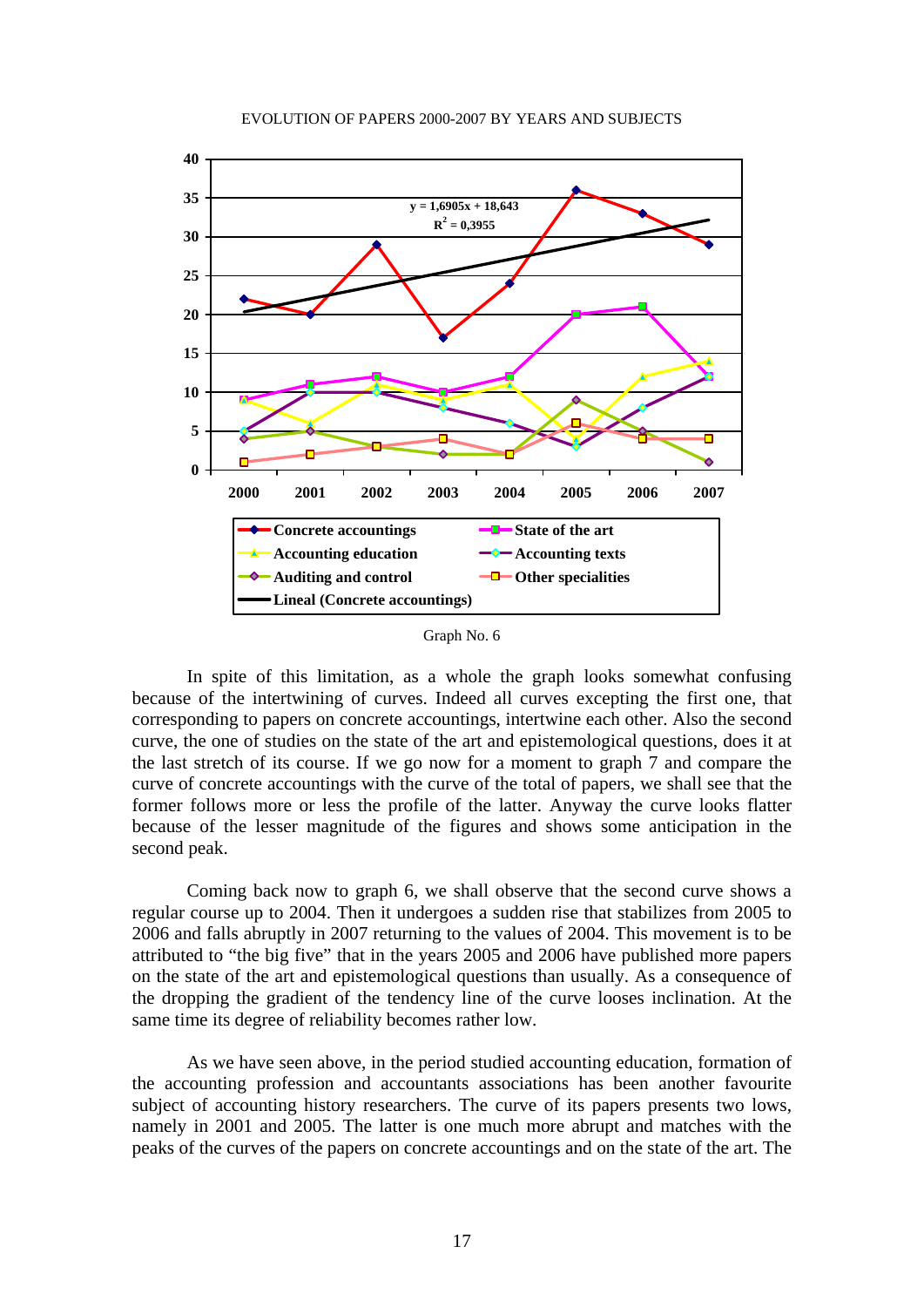EVOLUTION OF PAPERS 2000-2007 BY YEARS AND SUBJECTS

Graph No. 6

In spite of this limitation, as a whole the graph looks somewhat confusing because of the intertwining of curves. Indeed all curves excepting the first one, that corresponding to papers on concrete accountings, intertwine each other. Also the second curve, the one of studies on the state of the art and epistemological questions, does it at the last stretch of its course. If we go now for a moment to graph 7 and compare the curve of concrete accountings with the curve of the total of papers, we shall see that the former follows more or less the profile of the latter. Anyway the curve looks flatter because of the lesser magnitude of the figures and shows some anticipation in the second peak.

Coming back now to graph 6, we shall observe that the second curve shows a regular course up to 2004. Then it undergoes a sudden rise that stabilizes from 2005 to 2006 and falls abruptly in 2007 returning to the values of 2004. This movement is to be attributed to "the big five" that in the years 2005 and 2006 have published more papers on the state of the art and epistemological questions than usually. As a consequence of the dropping the gradient of the tendency line of the curve looses inclination. At the same time its degree of reliability becomes rather low.

As we have seen above, in the period studied accounting education, formation of the accounting profession and accountants associations has been another favourite subject of accounting history researchers. The curve of its papers presents two lows, namely in 2001 and 2005. The latter is one much more abrupt and matches with the peaks of the curves of the papers on concrete accountings and on the state of the art. The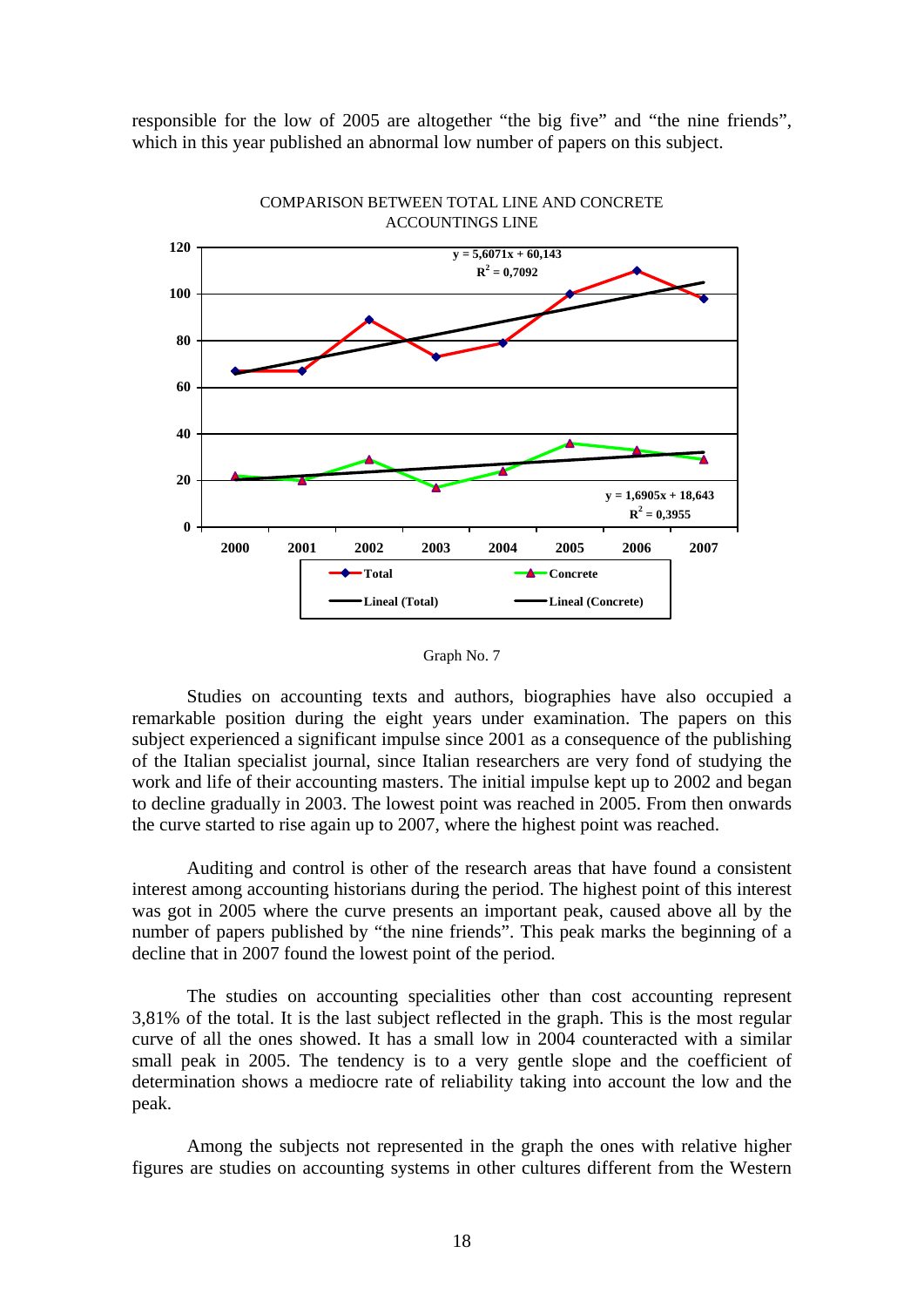responsible for the low of 2005 are altogether "the big five" and "the nine friends", which in this year published an abnormal low number of papers on this subject.

COMPARISON BETWEEN TOTAL LINE AND CONCRETE ACCOUNTINGS LINE

Graph No. 7

Studies on accounting texts and authors, biographies have also occupied a remarkable position during the eight years under examination. The papers on this subject experienced a significant impulse since 2001 as a consequence of the publishing of the Italian specialist journal, since Italian researchers are very fond of studying the work and life of their accounting masters. The initial impulse kept up to 2002 and began to decline gradually in 2003. The lowest point was reached in 2005. From then onwards the curve started to rise again up to 2007, where the highest point was reached.

Auditing and control is other of the research areas that have found a consistent interest among accounting historians during the period. The highest point of this interest was got in 2005 where the curve presents an important peak, caused above all by the number of papers published by "the nine friends". This peak marks the beginning of a decline that in 2007 found the lowest point of the period.

The studies on accounting specialities other than cost accounting represent 3,81% of the total. It is the last subject reflected in the graph. This is the most regular curve of all the ones showed. It has a small low in 2004 counteracted with a similar small peak in 2005. The tendency is to a very gentle slope and the coefficient of determination shows a mediocre rate of reliability taking into account the low and the peak.

Among the subjects not represented in the graph the ones with relative higher figures are studies on accounting systems in other cultures different from the Western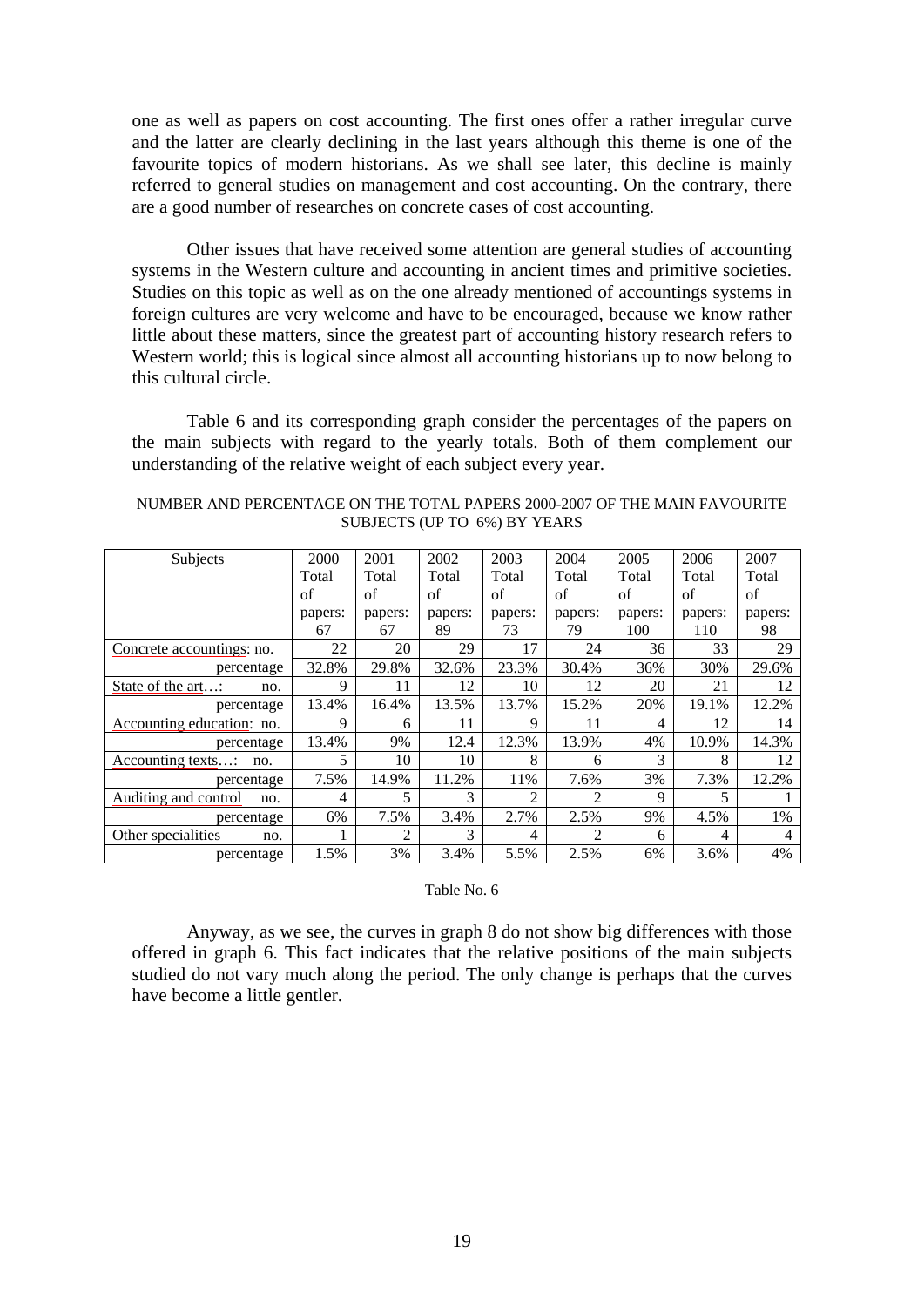one as well as papers on cost accounting. The first ones offer a rather irregular curve and the latter are clearly declining in the last years although this theme is one of the favourite topics of modern historians. As we shall see later, this decline is mainly referred to general studies on management and cost accounting. On the contrary, there are a good number of researches on concrete cases of cost accounting.

Other issues that have received some attention are general studies of accounting systems in the Western culture and accounting in ancient times and primitive societies. Studies on this topic as well as on the one already mentioned of accountings systems in foreign cultures are very welcome and have to be encouraged, because we know rather little about these matters, since the greatest part of accounting history research refers to Western world; this is logical since almost all accounting historians up to now belong to this cultural circle.

Table 6 and its corresponding graph consider the percentages of the papers on the main subjects with regard to the yearly totals. Both of them complement our understanding of the relative weight of each subject every year.

NUMBER AND PERCENTAGE ON THE TOTAL PAPERS 2000-2007 OF THE MAIN FAVOURITE SUBJECTS (UP TO 6%) BY YEARS

| Subjects | 2000 Total of papers: 67 | 2001 Total of papers: 67 | 2002 Total of papers: 89 | 2003 Total of papers: 73 | 2004 Total of papers: 79 | 2005 Total of papers: 100 | 2006 Total of papers: 110 | 2007 Total of papers: 98 |
|---|---|---|---|---|---|---|---|---|
| Concrete accountings: no. | 22 | 20 | 29 | 17 | 24 | 36 | 33 | 29 |
| percentage | 32.8% | 29.8% | 32.6% | 23.3% | 30.4% | 36% | 30% | 29.6% |
| State of the art…: no. | 9 | 11 | 12 | 10 | 12 | 20 | 21 | 12 |
| percentage | 13.4% | 16.4% | 13.5% | 13.7% | 15.2% | 20% | 19.1% | 12.2% |
| Accounting education: no. | 9 | 6 | 11 | 9 | 11 | 4 | 12 | 14 |
| percentage | 13.4% | 9% | 12.4 | 12.3% | 13.9% | 4% | 10.9% | 14.3% |
| Accounting texts…: no. | 5 | 10 | 10 | 8 | 6 | 3 | 8 | 12 |
| percentage | 7.5% | 14.9% | 11.2% | 11% | 7.6% | 3% | 7.3% | 12.2% |
| Auditing and control no. | 4 | 5 | 3 | 2 | 2 | 9 | 5 | 1 |
| percentage | 6% | 7.5% | 3.4% | 2.7% | 2.5% | 9% | 4.5% | 1% |
| Other specialities no. | 1 | 2 | 3 | 4 | 2 | 6 | 4 | 4 |
| percentage | 1.5% | 3% | 3.4% | 5.5% | 2.5% | 6% | 3.6% | 4% |

Table No. 6

Anyway, as we see, the curves in graph 8 do not show big differences with those offered in graph 6. This fact indicates that the relative positions of the main subjects studied do not vary much along the period. The only change is perhaps that the curves have become a little gentler.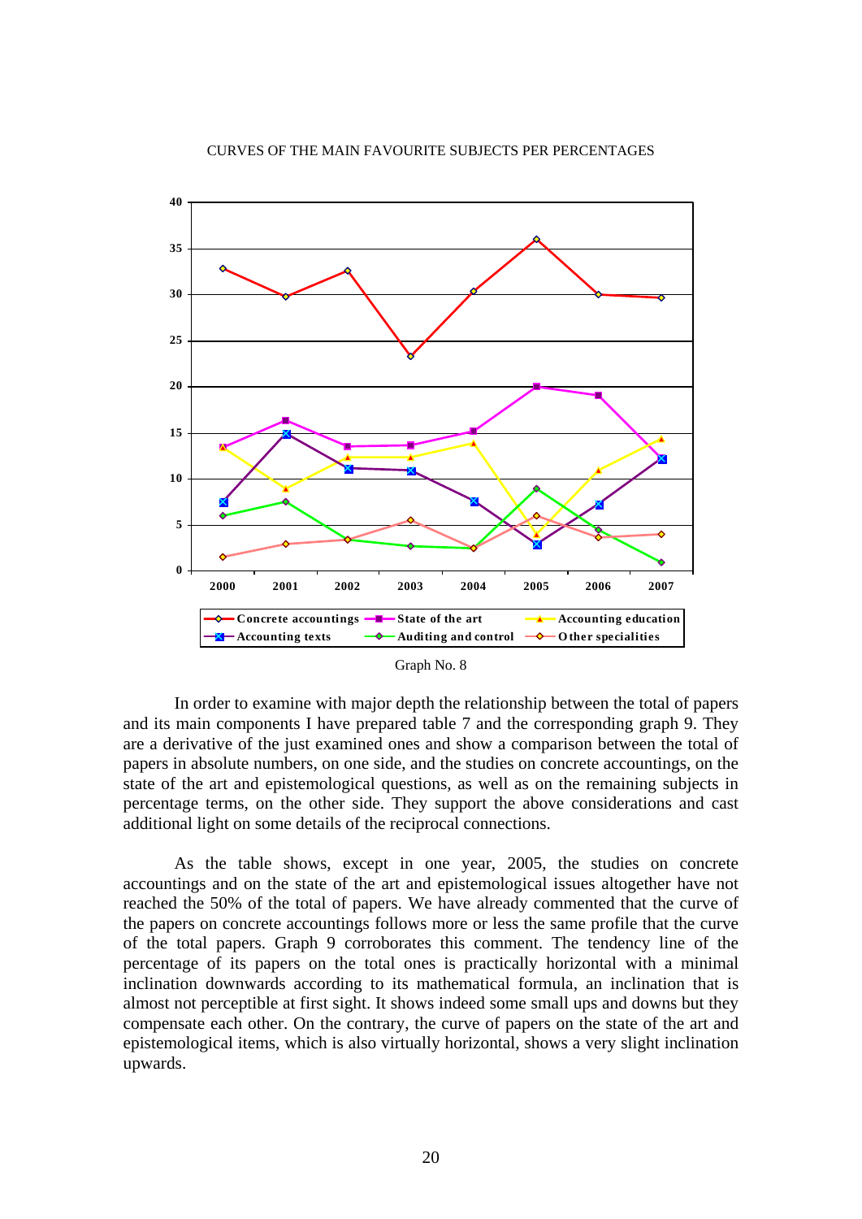CURVES OF THE MAIN FAVOURITE SUBJECTS PER PERCENTAGES

Graph No. 8

In order to examine with major depth the relationship between the total of papers and its main components I have prepared table 7 and the corresponding graph 9. They are a derivative of the just examined ones and show a comparison between the total of papers in absolute numbers, on one side, and the studies on concrete accountings, on the state of the art and epistemological questions, as well as on the remaining subjects in percentage terms, on the other side. They support the above considerations and cast additional light on some details of the reciprocal connections.

As the table shows, except in one year, 2005, the studies on concrete accountings and on the state of the art and epistemological issues altogether have not reached the 50% of the total of papers. We have already commented that the curve of the papers on concrete accountings follows more or less the same profile that the curve of the total papers. Graph 9 corroborates this comment. The tendency line of the percentage of its papers on the total ones is practically horizontal with a minimal inclination downwards according to its mathematical formula, an inclination that is almost not perceptible at first sight. It shows indeed some small ups and downs but they compensate each other. On the contrary, the curve of papers on the state of the art and epistemological items, which is also virtually horizontal, shows a very slight inclination upwards.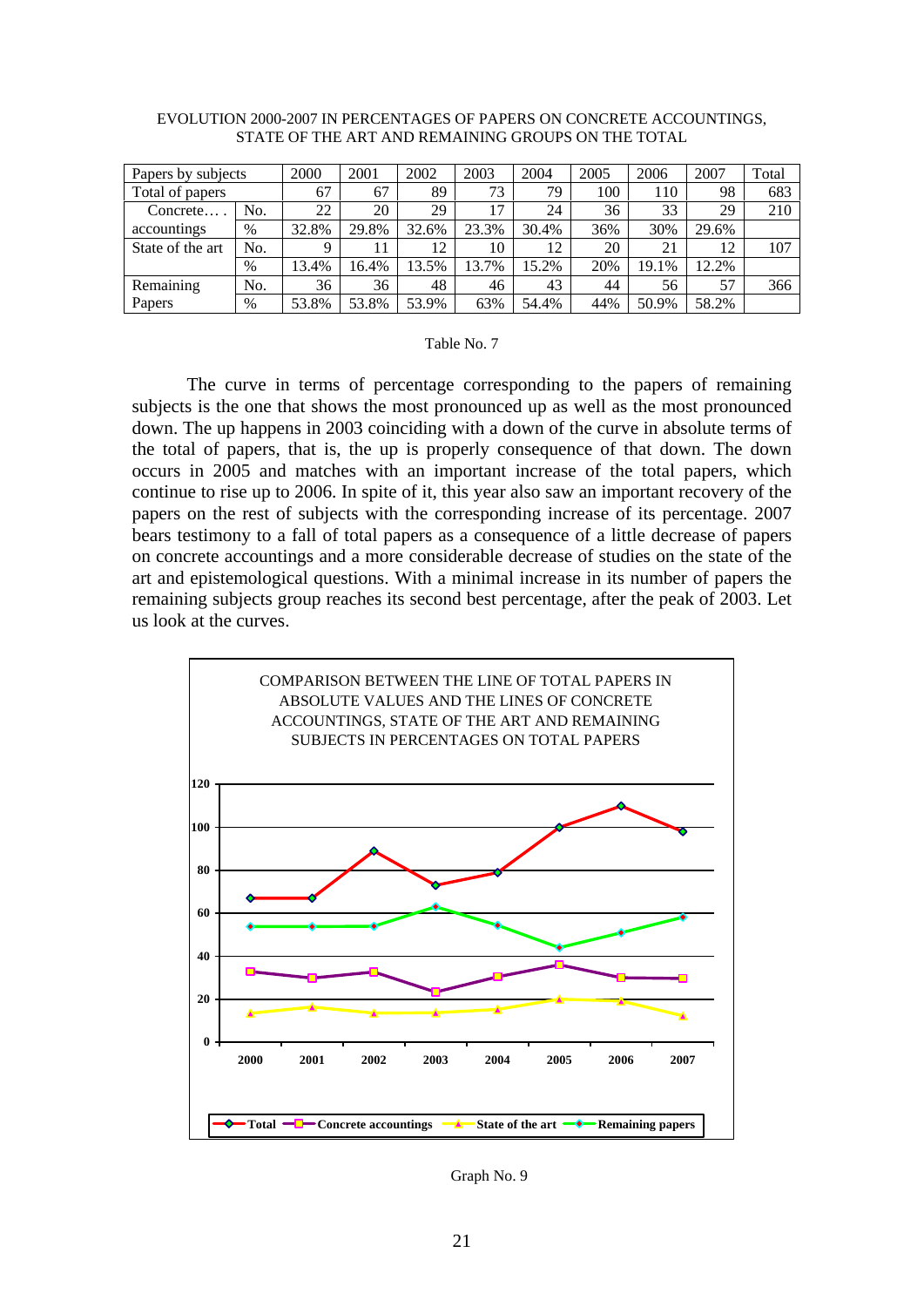EVOLUTION 2000-2007 IN PERCENTAGES OF PAPERS ON CONCRETE ACCOUNTINGS, STATE OF THE ART AND REMAINING GROUPS ON THE TOTAL

| Papers by subjects | | 2000 | 2001 | 2002 | 2003 | 2004 | 2005 | 2006 | 2007 | Total |
|---|---|---|---|---|---|---|---|---|---|---|
| Total of papers | | 67 | 67 | 89 | 73 | 79 | 100 | 110 | 98 | 683 |
| Concrete… . accountings | No. | 22 | 20 | 29 | 17 | 24 | 36 | 33 | 29 | 210 |
| | % | 32.8% | 29.8% | 32.6% | 23.3% | 30.4% | 36% | 30% | 29.6% | |
| State of the art | No. | 9 | 11 | 12 | 10 | 12 | 20 | 21 | 12 | 107 |
| | % | 13.4% | 16.4% | 13.5% | 13.7% | 15.2% | 20% | 19.1% | 12.2% | |
| Remaining Papers | No. | 36 | 36 | 48 | 46 | 43 | 44 | 56 | 57 | 366 |
| | % | 53.8% | 53.8% | 53.9% | 63% | 54.4% | 44% | 50.9% | 58.2% | |

Table No. 7

The curve in terms of percentage corresponding to the papers of remaining subjects is the one that shows the most pronounced up as well as the most pronounced down. The up happens in 2003 coinciding with a down of the curve in absolute terms of the total of papers, that is, the up is properly consequence of that down. The down occurs in 2005 and matches with an important increase of the total papers, which continue to rise up to 2006. In spite of it, this year also saw an important recovery of the papers on the rest of subjects with the corresponding increase of its percentage. 2007 bears testimony to a fall of total papers as a consequence of a little decrease of papers on concrete accountings and a more considerable decrease of studies on the state of the art and epistemological questions. With a minimal increase in its number of papers the remaining subjects group reaches its second best percentage, after the peak of 2003. Let us look at the curves.

COMPARISON BETWEEN THE LINE OF TOTAL PAPERS IN ABSOLUTE VALUES AND THE LINES OF CONCRETE ACCOUNTINGS, STATE OF THE ART AND REMAINING SUBJECTS IN PERCENTAGES ON TOTAL PAPERS

Graph No. 9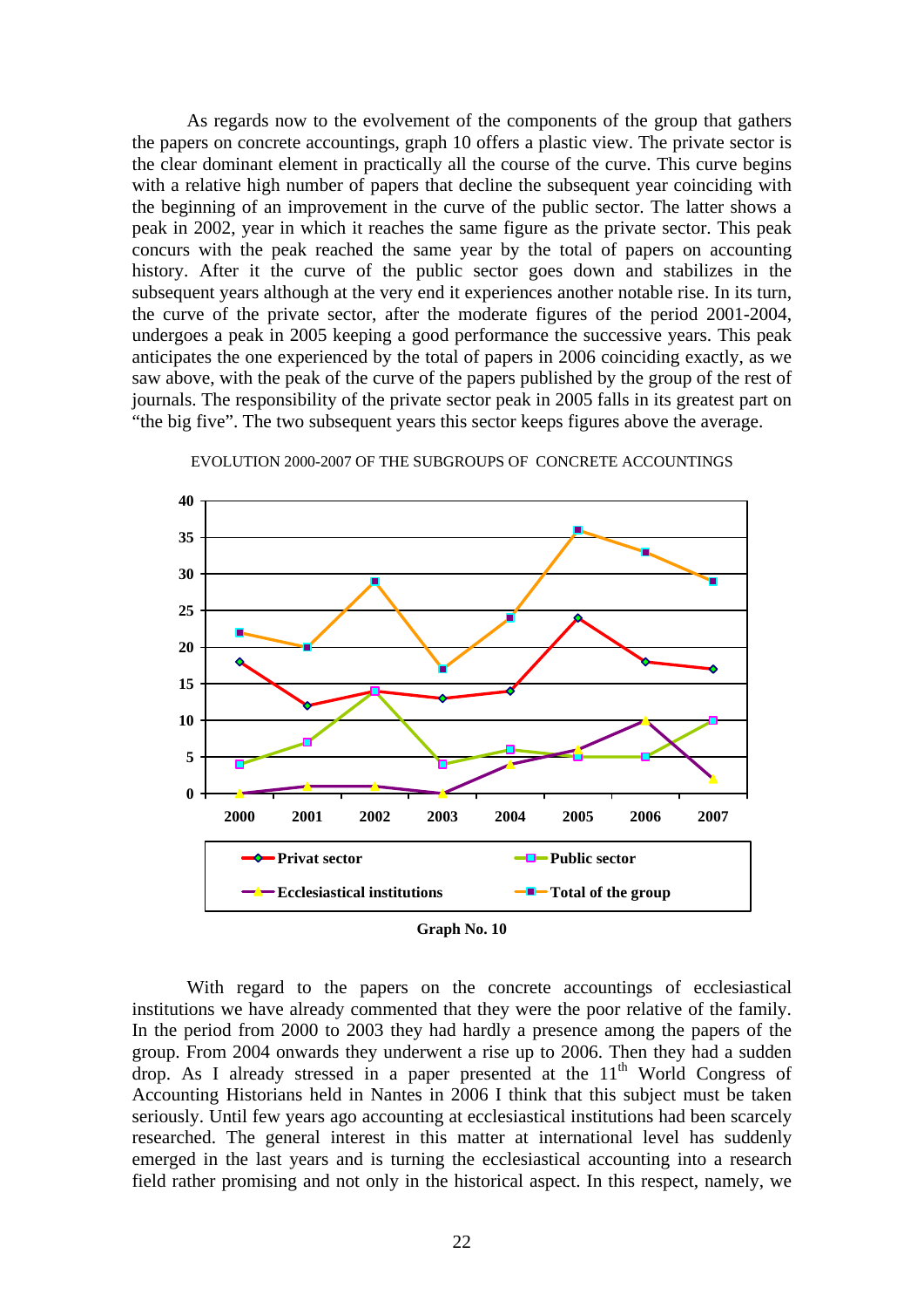As regards now to the evolvement of the components of the group that gathers the papers on concrete accountings, graph 10 offers a plastic view. The private sector is the clear dominant element in practically all the course of the curve. This curve begins with a relative high number of papers that decline the subsequent year coinciding with the beginning of an improvement in the curve of the public sector. The latter shows a peak in 2002, year in which it reaches the same figure as the private sector. This peak concurs with the peak reached the same year by the total of papers on accounting history. After it the curve of the public sector goes down and stabilizes in the subsequent years although at the very end it experiences another notable rise. In its turn, the curve of the private sector, after the moderate figures of the period 2001-2004, undergoes a peak in 2005 keeping a good performance the successive years. This peak anticipates the one experienced by the total of papers in 2006 coinciding exactly, as we saw above, with the peak of the curve of the papers published by the group of the rest of journals. The responsibility of the private sector peak in 2005 falls in its greatest part on “the big five”. The two subsequent years this sector keeps figures above the average.

EVOLUTION 2000-2007 OF THE SUBGROUPS OF CONCRETE ACCOUNTINGS

| | 2000 | 2001 | 2002 | 2003 | 2004 | 2005 | 2006 | 2007 |
|---|---|---|---|---|---|---|---|---|
| Privat sector | 18 | 12 | 14 | 13 | 14 | 24 | 18 | 17 |
| Public sector | 4 | 7 | 14 | 4 | 6 | 5 | 5 | 10 |
| Ecclesiastical institutions | 0 | 1 | 1 | 0 | 4 | 6 | 10 | 2 |
| Total of the group | 22 | 20 | 29 | 17 | 24 | 36 | 33 | 29 |

**Graph No. 10**

With regard to the papers on the concrete accountings of ecclesiastical institutions we have already commented that they were the poor relative of the family. In the period from 2000 to 2003 they had hardly a presence among the papers of the group. From 2004 onwards they underwent a rise up to 2006. Then they had a sudden drop. As I already stressed in a paper presented at the 11th World Congress of Accounting Historians held in Nantes in 2006 I think that this subject must be taken seriously. Until few years ago accounting at ecclesiastical institutions had been scarcely researched. The general interest in this matter at international level has suddenly emerged in the last years and is turning the ecclesiastical accounting into a research field rather promising and not only in the historical aspect. In this respect, namely, we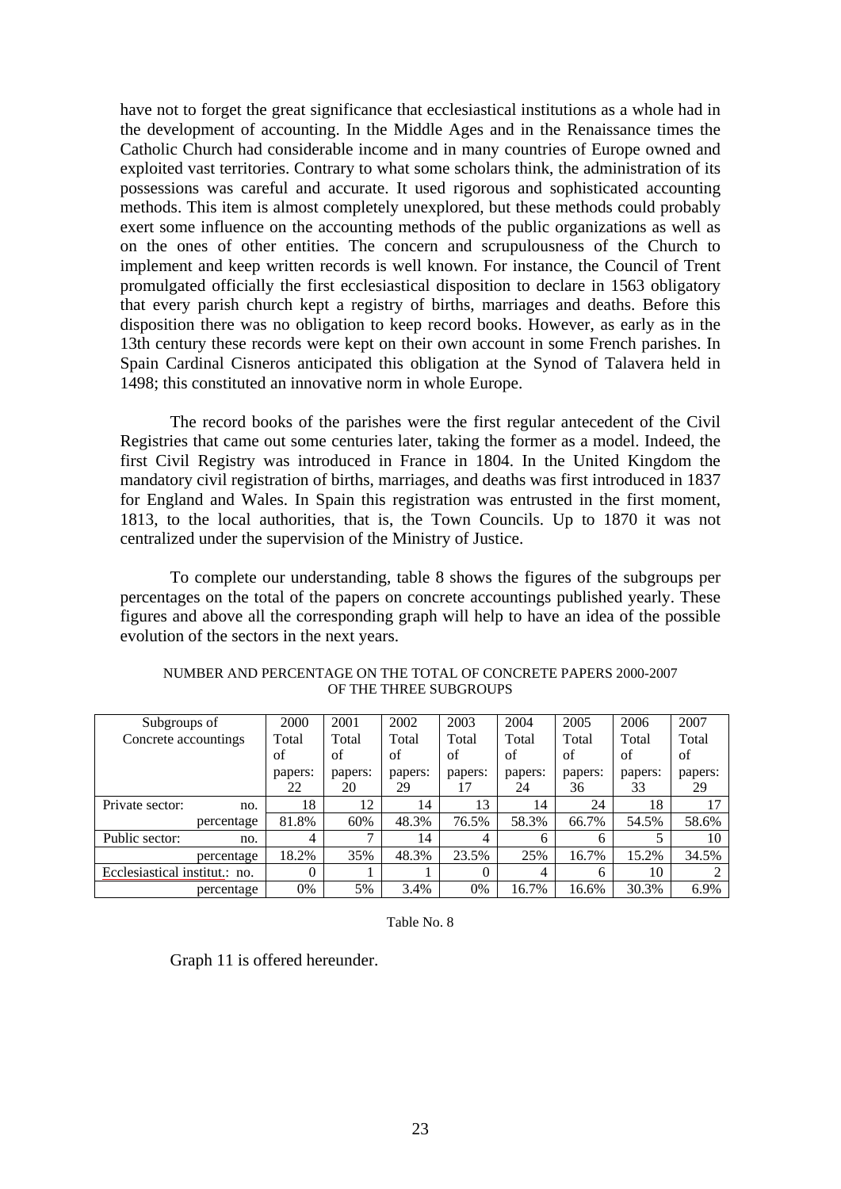have not to forget the great significance that ecclesiastical institutions as a whole had in the development of accounting. In the Middle Ages and in the Renaissance times the Catholic Church had considerable income and in many countries of Europe owned and exploited vast territories. Contrary to what some scholars think, the administration of its possessions was careful and accurate. It used rigorous and sophisticated accounting methods. This item is almost completely unexplored, but these methods could probably exert some influence on the accounting methods of the public organizations as well as on the ones of other entities. The concern and scrupulousness of the Church to implement and keep written records is well known. For instance, the Council of Trent promulgated officially the first ecclesiastical disposition to declare in 1563 obligatory that every parish church kept a registry of births, marriages and deaths. Before this disposition there was no obligation to keep record books. However, as early as in the 13th century these records were kept on their own account in some French parishes. In Spain Cardinal Cisneros anticipated this obligation at the Synod of Talavera held in 1498; this constituted an innovative norm in whole Europe.

The record books of the parishes were the first regular antecedent of the Civil Registries that came out some centuries later, taking the former as a model. Indeed, the first Civil Registry was introduced in France in 1804. In the United Kingdom the mandatory civil registration of births, marriages, and deaths was first introduced in 1837 for England and Wales. In Spain this registration was entrusted in the first moment, 1813, to the local authorities, that is, the Town Councils. Up to 1870 it was not centralized under the supervision of the Ministry of Justice.

To complete our understanding, table 8 shows the figures of the subgroups per percentages on the total of the papers on concrete accountings published yearly. These figures and above all the corresponding graph will help to have an idea of the possible evolution of the sectors in the next years.

NUMBER AND PERCENTAGE ON THE TOTAL OF CONCRETE PAPERS 2000-2007 OF THE THREE SUBGROUPS

| Subgroups of Concrete accountings | 2000 Total of papers: 22 | 2001 Total of papers: 20 | 2002 Total of papers: 29 | 2003 Total of papers: 17 | 2004 Total of papers: 24 | 2005 Total of papers: 36 | 2006 Total of papers: 33 | 2007 Total of papers: 29 |
|---|---|---|---|---|---|---|---|---|
| Private sector: no. | 18 | 12 | 14 | 13 | 14 | 24 | 18 | 17 |
| percentage | 81.8% | 60% | 48.3% | 76.5% | 58.3% | 66.7% | 54.5% | 58.6% |
| Public sector: no. | 4 | 7 | 14 | 4 | 6 | 6 | 5 | 10 |
| percentage | 18.2% | 35% | 48.3% | 23.5% | 25% | 16.7% | 15.2% | 34.5% |
| Ecclesiastical institut.: no. | 0 | 1 | 1 | 0 | 4 | 6 | 10 | 2 |
| percentage | 0% | 5% | 3.4% | 0% | 16.7% | 16.6% | 30.3% | 6.9% |

Table No. 8

Graph 11 is offered hereunder.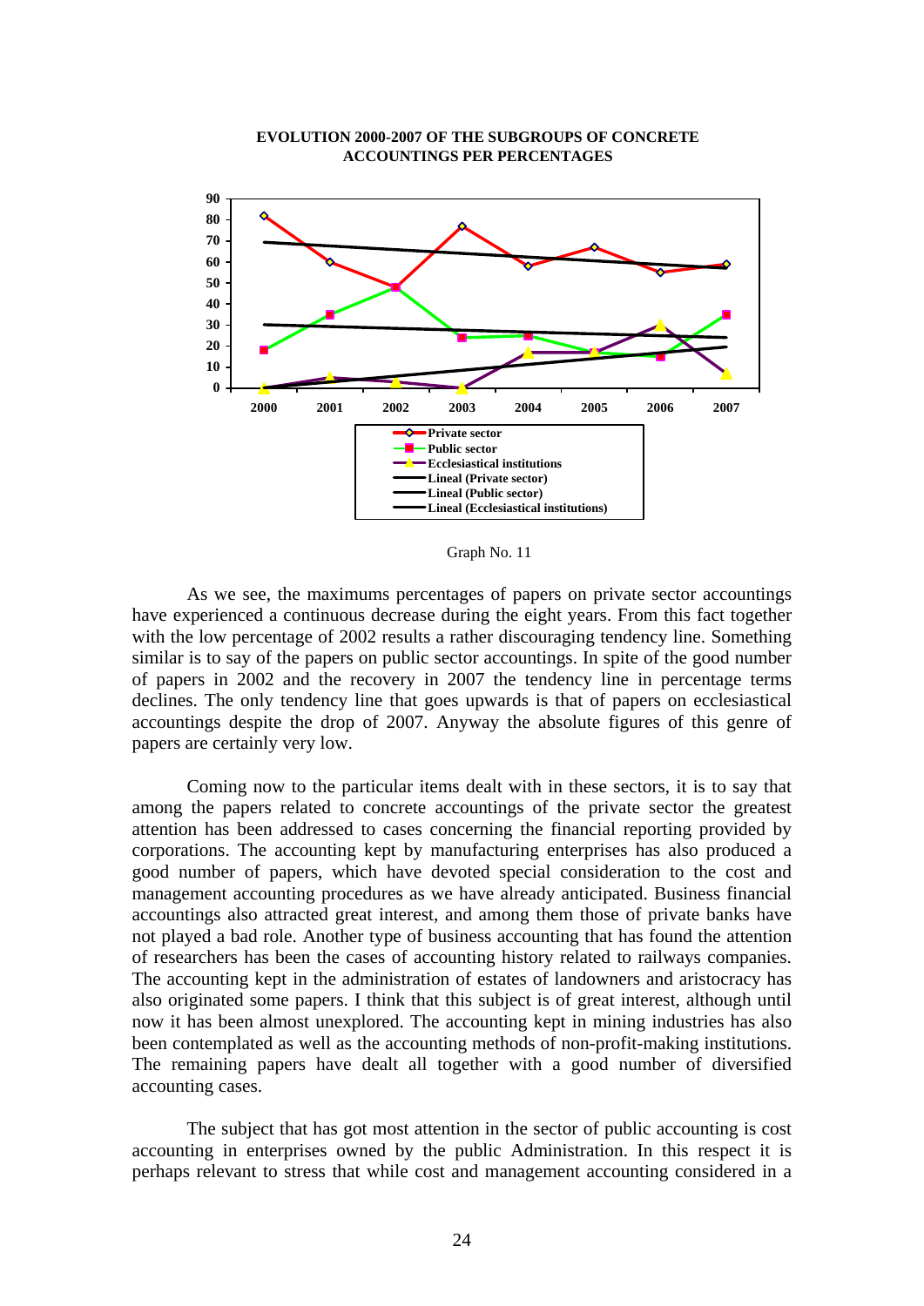**EVOLUTION 2000-2007 OF THE SUBGROUPS OF CONCRETE ACCOUNTINGS PER PERCENTAGES**

Graph No. 11

As we see, the maximums percentages of papers on private sector accountings have experienced a continuous decrease during the eight years. From this fact together with the low percentage of 2002 results a rather discouraging tendency line. Something similar is to say of the papers on public sector accountings. In spite of the good number of papers in 2002 and the recovery in 2007 the tendency line in percentage terms declines. The only tendency line that goes upwards is that of papers on ecclesiastical accountings despite the drop of 2007. Anyway the absolute figures of this genre of papers are certainly very low.

Coming now to the particular items dealt with in these sectors, it is to say that among the papers related to concrete accountings of the private sector the greatest attention has been addressed to cases concerning the financial reporting provided by corporations. The accounting kept by manufacturing enterprises has also produced a good number of papers, which have devoted special consideration to the cost and management accounting procedures as we have already anticipated. Business financial accountings also attracted great interest, and among them those of private banks have not played a bad role. Another type of business accounting that has found the attention of researchers has been the cases of accounting history related to railways companies. The accounting kept in the administration of estates of landowners and aristocracy has also originated some papers. I think that this subject is of great interest, although until now it has been almost unexplored. The accounting kept in mining industries has also been contemplated as well as the accounting methods of non-profit-making institutions. The remaining papers have dealt all together with a good number of diversified accounting cases.

The subject that has got most attention in the sector of public accounting is cost accounting in enterprises owned by the public Administration. In this respect it is perhaps relevant to stress that while cost and management accounting considered in a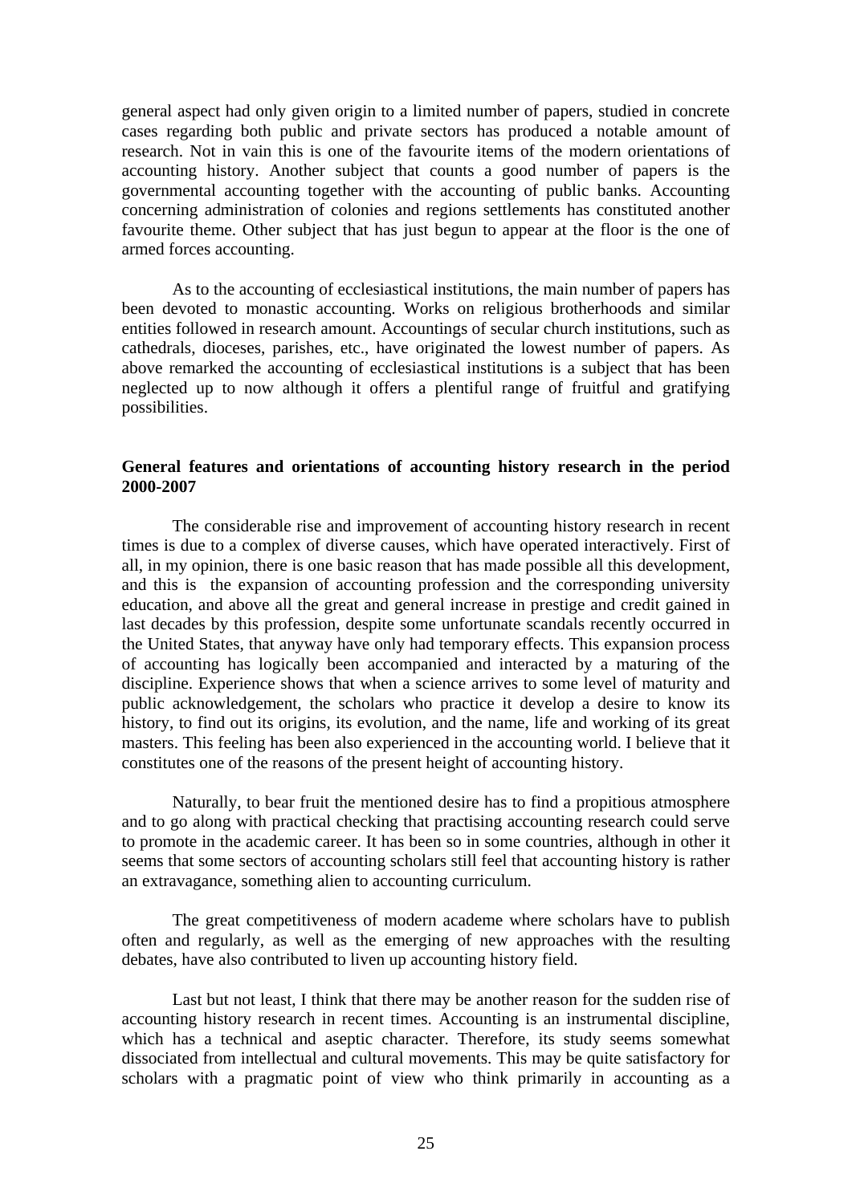general aspect had only given origin to a limited number of papers, studied in concrete cases regarding both public and private sectors has produced a notable amount of research. Not in vain this is one of the favourite items of the modern orientations of accounting history. Another subject that counts a good number of papers is the governmental accounting together with the accounting of public banks. Accounting concerning administration of colonies and regions settlements has constituted another favourite theme. Other subject that has just begun to appear at the floor is the one of armed forces accounting.

As to the accounting of ecclesiastical institutions, the main number of papers has been devoted to monastic accounting. Works on religious brotherhoods and similar entities followed in research amount. Accountings of secular church institutions, such as cathedrals, dioceses, parishes, etc., have originated the lowest number of papers. As above remarked the accounting of ecclesiastical institutions is a subject that has been neglected up to now although it offers a plentiful range of fruitful and gratifying possibilities.

**General features and orientations of accounting history research in the period 2000-2007**

The considerable rise and improvement of accounting history research in recent times is due to a complex of diverse causes, which have operated interactively. First of all, in my opinion, there is one basic reason that has made possible all this development, and this is the expansion of accounting profession and the corresponding university education, and above all the great and general increase in prestige and credit gained in last decades by this profession, despite some unfortunate scandals recently occurred in the United States, that anyway have only had temporary effects. This expansion process of accounting has logically been accompanied and interacted by a maturing of the discipline. Experience shows that when a science arrives to some level of maturity and public acknowledgement, the scholars who practice it develop a desire to know its history, to find out its origins, its evolution, and the name, life and working of its great masters. This feeling has been also experienced in the accounting world. I believe that it constitutes one of the reasons of the present height of accounting history.

Naturally, to bear fruit the mentioned desire has to find a propitious atmosphere and to go along with practical checking that practising accounting research could serve to promote in the academic career. It has been so in some countries, although in other it seems that some sectors of accounting scholars still feel that accounting history is rather an extravagance, something alien to accounting curriculum.

The great competitiveness of modern academe where scholars have to publish often and regularly, as well as the emerging of new approaches with the resulting debates, have also contributed to liven up accounting history field.

Last but not least, I think that there may be another reason for the sudden rise of accounting history research in recent times. Accounting is an instrumental discipline, which has a technical and aseptic character. Therefore, its study seems somewhat dissociated from intellectual and cultural movements. This may be quite satisfactory for scholars with a pragmatic point of view who think primarily in accounting as a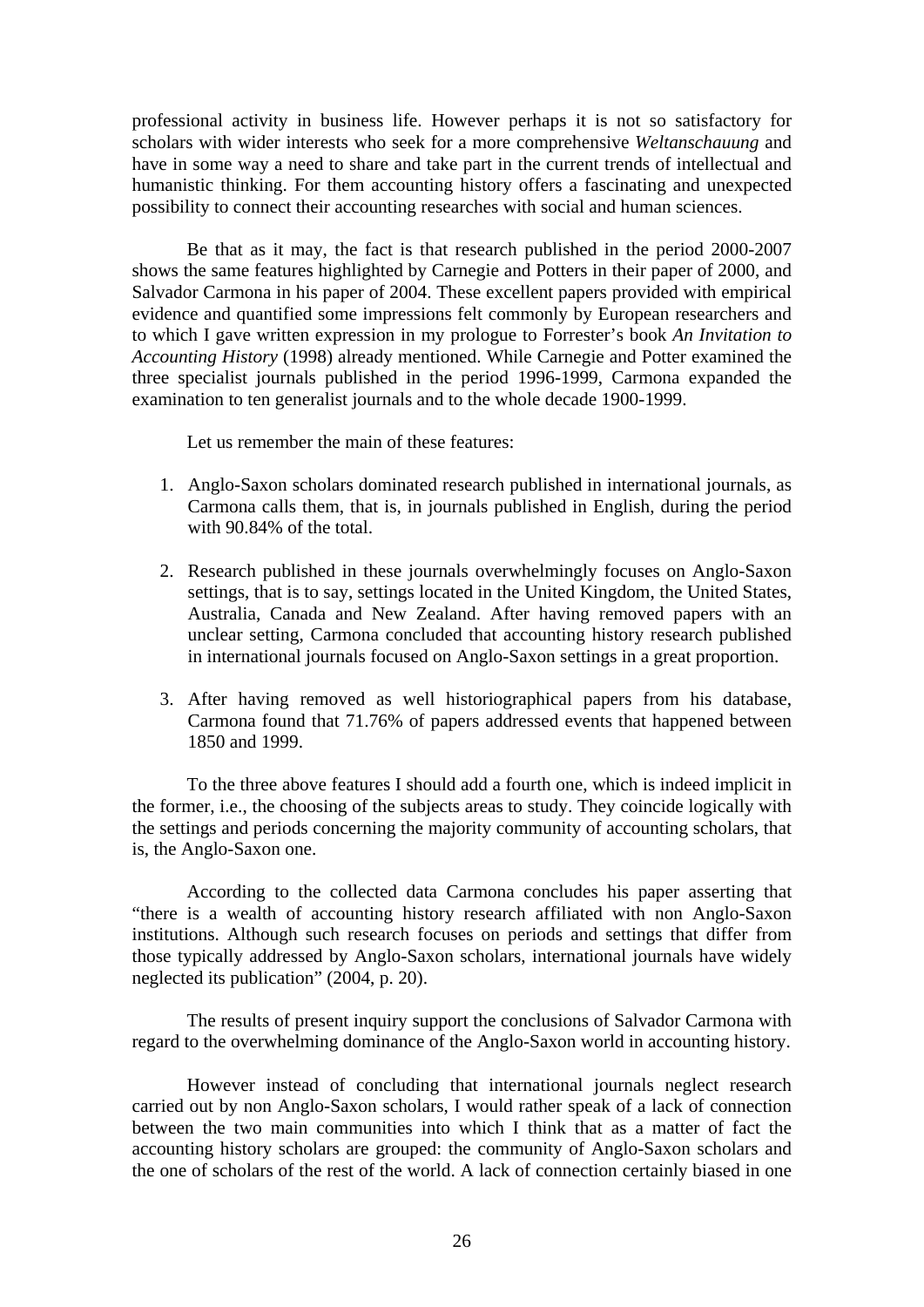professional activity in business life. However perhaps it is not so satisfactory for scholars with wider interests who seek for a more comprehensive *Weltanschauung* and have in some way a need to share and take part in the current trends of intellectual and humanistic thinking. For them accounting history offers a fascinating and unexpected possibility to connect their accounting researches with social and human sciences.

Be that as it may, the fact is that research published in the period 2000-2007 shows the same features highlighted by Carnegie and Potters in their paper of 2000, and Salvador Carmona in his paper of 2004. These excellent papers provided with empirical evidence and quantified some impressions felt commonly by European researchers and to which I gave written expression in my prologue to Forrester's book *An Invitation to Accounting History* (1998) already mentioned. While Carnegie and Potter examined the three specialist journals published in the period 1996-1999, Carmona expanded the examination to ten generalist journals and to the whole decade 1900-1999.

Let us remember the main of these features:

1. Anglo-Saxon scholars dominated research published in international journals, as Carmona calls them, that is, in journals published in English, during the period with 90.84% of the total.

2. Research published in these journals overwhelmingly focuses on Anglo-Saxon settings, that is to say, settings located in the United Kingdom, the United States, Australia, Canada and New Zealand. After having removed papers with an unclear setting, Carmona concluded that accounting history research published in international journals focused on Anglo-Saxon settings in a great proportion.

3. After having removed as well historiographical papers from his database, Carmona found that 71.76% of papers addressed events that happened between 1850 and 1999.

To the three above features I should add a fourth one, which is indeed implicit in the former, i.e., the choosing of the subjects areas to study. They coincide logically with the settings and periods concerning the majority community of accounting scholars, that is, the Anglo-Saxon one.

According to the collected data Carmona concludes his paper asserting that "there is a wealth of accounting history research affiliated with non Anglo-Saxon institutions. Although such research focuses on periods and settings that differ from those typically addressed by Anglo-Saxon scholars, international journals have widely neglected its publication" (2004, p. 20).

The results of present inquiry support the conclusions of Salvador Carmona with regard to the overwhelming dominance of the Anglo-Saxon world in accounting history.

However instead of concluding that international journals neglect research carried out by non Anglo-Saxon scholars, I would rather speak of a lack of connection between the two main communities into which I think that as a matter of fact the accounting history scholars are grouped: the community of Anglo-Saxon scholars and the one of scholars of the rest of the world. A lack of connection certainly biased in one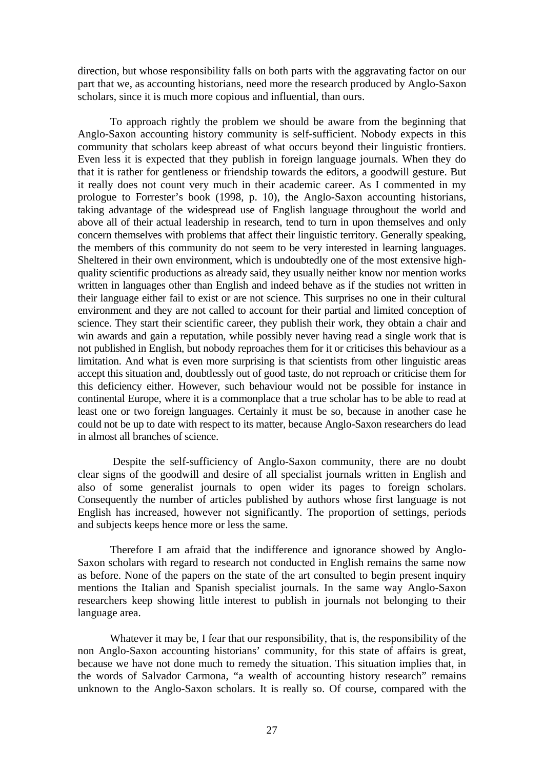direction, but whose responsibility falls on both parts with the aggravating factor on our part that we, as accounting historians, need more the research produced by Anglo-Saxon scholars, since it is much more copious and influential, than ours.

To approach rightly the problem we should be aware from the beginning that Anglo-Saxon accounting history community is self-sufficient. Nobody expects in this community that scholars keep abreast of what occurs beyond their linguistic frontiers. Even less it is expected that they publish in foreign language journals. When they do that it is rather for gentleness or friendship towards the editors, a goodwill gesture. But it really does not count very much in their academic career. As I commented in my prologue to Forrester's book (1998, p. 10), the Anglo-Saxon accounting historians, taking advantage of the widespread use of English language throughout the world and above all of their actual leadership in research, tend to turn in upon themselves and only concern themselves with problems that affect their linguistic territory. Generally speaking, the members of this community do not seem to be very interested in learning languages. Sheltered in their own environment, which is undoubtedly one of the most extensive high-quality scientific productions as already said, they usually neither know nor mention works written in languages other than English and indeed behave as if the studies not written in their language either fail to exist or are not science. This surprises no one in their cultural environment and they are not called to account for their partial and limited conception of science. They start their scientific career, they publish their work, they obtain a chair and win awards and gain a reputation, while possibly never having read a single work that is not published in English, but nobody reproaches them for it or criticises this behaviour as a limitation. And what is even more surprising is that scientists from other linguistic areas accept this situation and, doubtlessly out of good taste, do not reproach or criticise them for this deficiency either. However, such behaviour would not be possible for instance in continental Europe, where it is a commonplace that a true scholar has to be able to read at least one or two foreign languages. Certainly it must be so, because in another case he could not be up to date with respect to its matter, because Anglo-Saxon researchers do lead in almost all branches of science.

Despite the self-sufficiency of Anglo-Saxon community, there are no doubt clear signs of the goodwill and desire of all specialist journals written in English and also of some generalist journals to open wider its pages to foreign scholars. Consequently the number of articles published by authors whose first language is not English has increased, however not significantly. The proportion of settings, periods and subjects keeps hence more or less the same.

Therefore I am afraid that the indifference and ignorance showed by Anglo-Saxon scholars with regard to research not conducted in English remains the same now as before. None of the papers on the state of the art consulted to begin present inquiry mentions the Italian and Spanish specialist journals. In the same way Anglo-Saxon researchers keep showing little interest to publish in journals not belonging to their language area.

Whatever it may be, I fear that our responsibility, that is, the responsibility of the non Anglo-Saxon accounting historians' community, for this state of affairs is great, because we have not done much to remedy the situation. This situation implies that, in the words of Salvador Carmona, "a wealth of accounting history research" remains unknown to the Anglo-Saxon scholars. It is really so. Of course, compared with the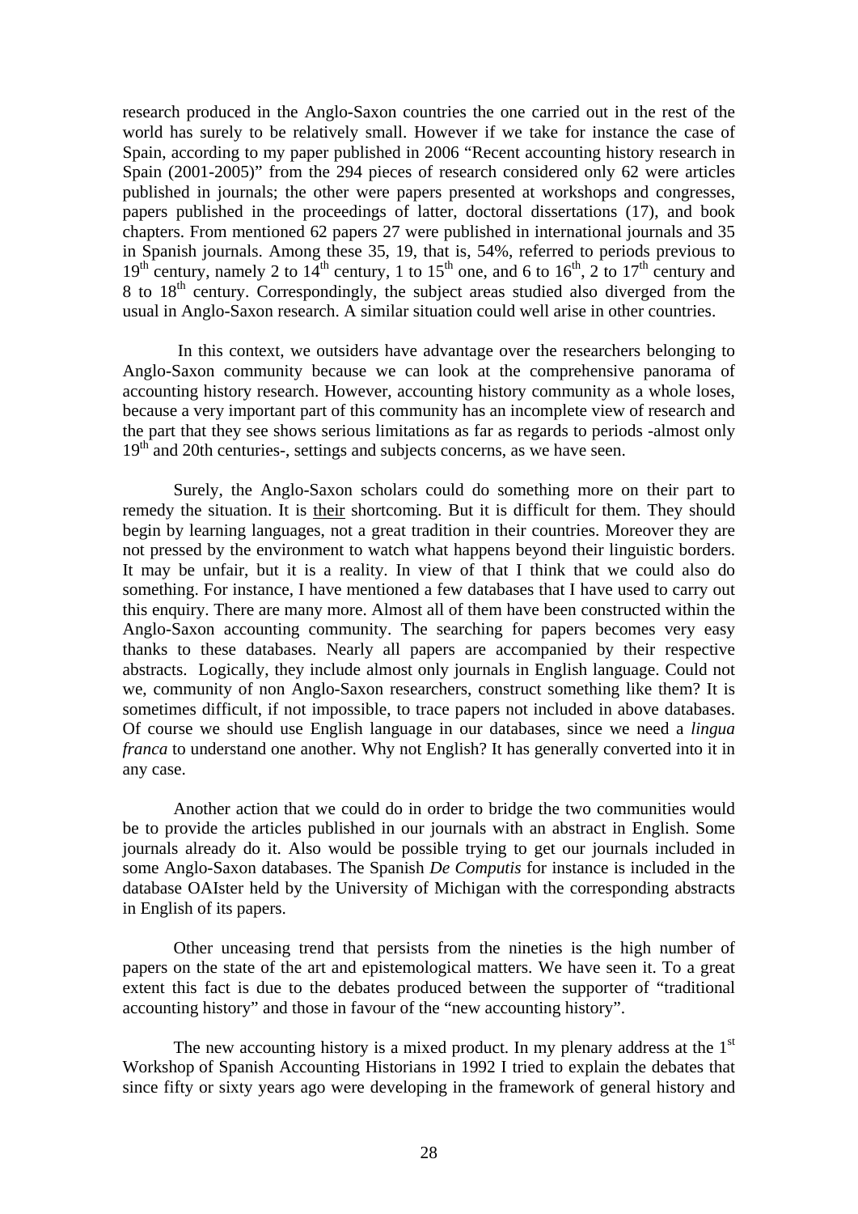research produced in the Anglo-Saxon countries the one carried out in the rest of the world has surely to be relatively small. However if we take for instance the case of Spain, according to my paper published in 2006 "Recent accounting history research in Spain (2001-2005)" from the 294 pieces of research considered only 62 were articles published in journals; the other were papers presented at workshops and congresses, papers published in the proceedings of latter, doctoral dissertations (17), and book chapters. From mentioned 62 papers 27 were published in international journals and 35 in Spanish journals. Among these 35, 19, that is, 54%, referred to periods previous to 19th century, namely 2 to 14th century, 1 to 15th one, and 6 to 16th, 2 to 17th century and 8 to 18th century. Correspondingly, the subject areas studied also diverged from the usual in Anglo-Saxon research. A similar situation could well arise in other countries.

In this context, we outsiders have advantage over the researchers belonging to Anglo-Saxon community because we can look at the comprehensive panorama of accounting history research. However, accounting history community as a whole loses, because a very important part of this community has an incomplete view of research and the part that they see shows serious limitations as far as regards to periods -almost only 19th and 20th centuries-, settings and subjects concerns, as we have seen.

Surely, the Anglo-Saxon scholars could do something more on their part to remedy the situation. It is <u>their</u> shortcoming. But it is difficult for them. They should begin by learning languages, not a great tradition in their countries. Moreover they are not pressed by the environment to watch what happens beyond their linguistic borders. It may be unfair, but it is a reality. In view of that I think that we could also do something. For instance, I have mentioned a few databases that I have used to carry out this enquiry. There are many more. Almost all of them have been constructed within the Anglo-Saxon accounting community. The searching for papers becomes very easy thanks to these databases. Nearly all papers are accompanied by their respective abstracts. Logically, they include almost only journals in English language. Could not we, community of non Anglo-Saxon researchers, construct something like them? It is sometimes difficult, if not impossible, to trace papers not included in above databases. Of course we should use English language in our databases, since we need a *lingua franca* to understand one another. Why not English? It has generally converted into it in any case.

Another action that we could do in order to bridge the two communities would be to provide the articles published in our journals with an abstract in English. Some journals already do it. Also would be possible trying to get our journals included in some Anglo-Saxon databases. The Spanish *De Computis* for instance is included in the database OAIster held by the University of Michigan with the corresponding abstracts in English of its papers.

Other unceasing trend that persists from the nineties is the high number of papers on the state of the art and epistemological matters. We have seen it. To a great extent this fact is due to the debates produced between the supporter of "traditional accounting history" and those in favour of the "new accounting history".

The new accounting history is a mixed product. In my plenary address at the 1st Workshop of Spanish Accounting Historians in 1992 I tried to explain the debates that since fifty or sixty years ago were developing in the framework of general history and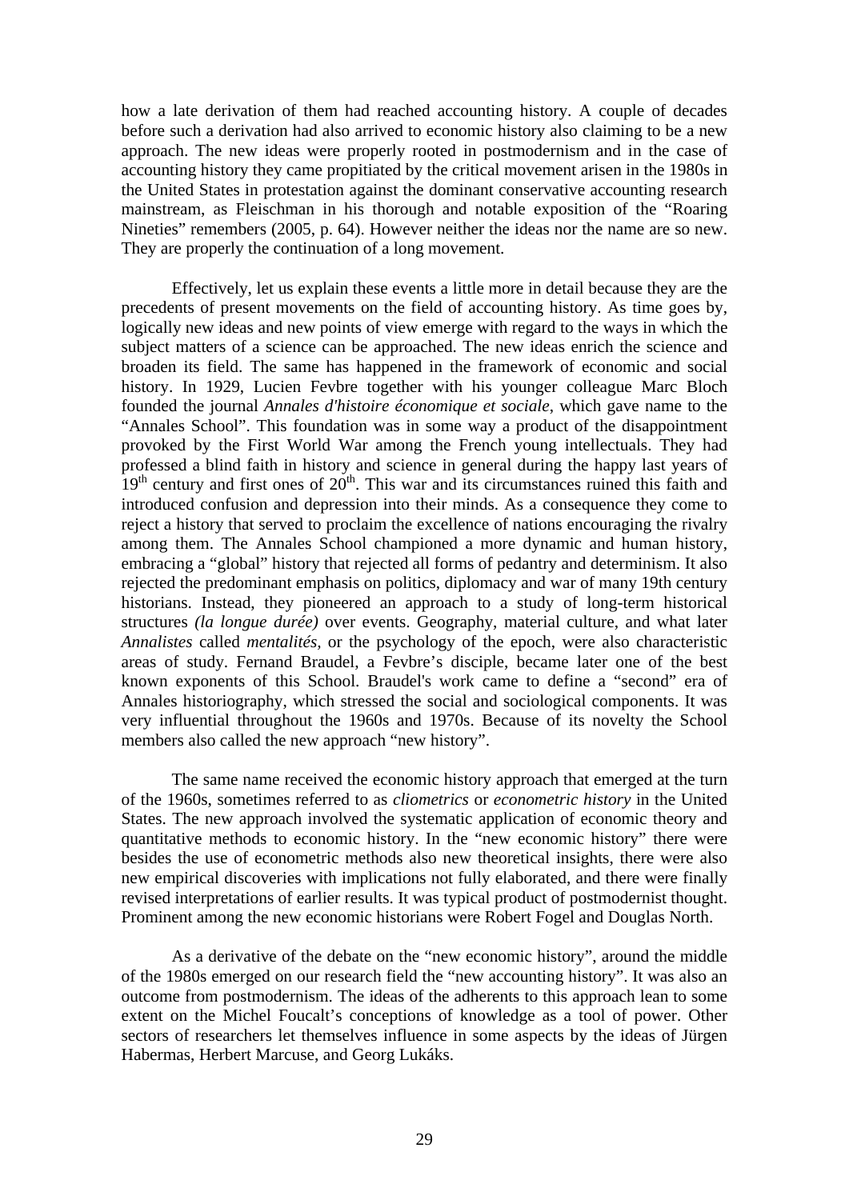how a late derivation of them had reached accounting history. A couple of decades before such a derivation had also arrived to economic history also claiming to be a new approach. The new ideas were properly rooted in postmodernism and in the case of accounting history they came propitiated by the critical movement arisen in the 1980s in the United States in protestation against the dominant conservative accounting research mainstream, as Fleischman in his thorough and notable exposition of the "Roaring Nineties" remembers (2005, p. 64). However neither the ideas nor the name are so new. They are properly the continuation of a long movement.

Effectively, let us explain these events a little more in detail because they are the precedents of present movements on the field of accounting history. As time goes by, logically new ideas and new points of view emerge with regard to the ways in which the subject matters of a science can be approached. The new ideas enrich the science and broaden its field. The same has happened in the framework of economic and social history. In 1929, Lucien Fevbre together with his younger colleague Marc Bloch founded the journal *Annales d'histoire économique et sociale*, which gave name to the "Annales School". This foundation was in some way a product of the disappointment provoked by the First World War among the French young intellectuals. They had professed a blind faith in history and science in general during the happy last years of 19th century and first ones of 20th. This war and its circumstances ruined this faith and introduced confusion and depression into their minds. As a consequence they come to reject a history that served to proclaim the excellence of nations encouraging the rivalry among them. The Annales School championed a more dynamic and human history, embracing a "global" history that rejected all forms of pedantry and determinism. It also rejected the predominant emphasis on politics, diplomacy and war of many 19th century historians. Instead, they pioneered an approach to a study of long-term historical structures *(la longue durée)* over events. Geography, material culture, and what later *Annalistes* called *mentalités*, or the psychology of the epoch, were also characteristic areas of study. Fernand Braudel, a Fevbre's disciple, became later one of the best known exponents of this School. Braudel's work came to define a "second" era of Annales historiography, which stressed the social and sociological components. It was very influential throughout the 1960s and 1970s. Because of its novelty the School members also called the new approach "new history".

The same name received the economic history approach that emerged at the turn of the 1960s, sometimes referred to as *cliometrics* or *econometric history* in the United States. The new approach involved the systematic application of economic theory and quantitative methods to economic history. In the "new economic history" there were besides the use of econometric methods also new theoretical insights, there were also new empirical discoveries with implications not fully elaborated, and there were finally revised interpretations of earlier results. It was typical product of postmodernist thought. Prominent among the new economic historians were Robert Fogel and Douglas North.

As a derivative of the debate on the "new economic history", around the middle of the 1980s emerged on our research field the "new accounting history". It was also an outcome from postmodernism. The ideas of the adherents to this approach lean to some extent on the Michel Foucalt's conceptions of knowledge as a tool of power. Other sectors of researchers let themselves influence in some aspects by the ideas of Jürgen Habermas, Herbert Marcuse, and Georg Lukáks.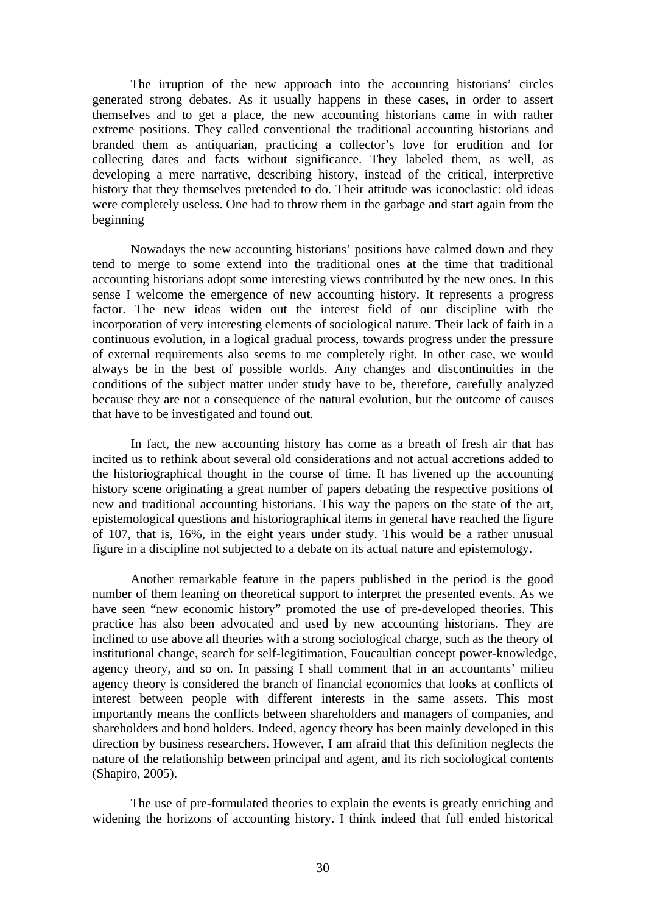The irruption of the new approach into the accounting historians' circles generated strong debates. As it usually happens in these cases, in order to assert themselves and to get a place, the new accounting historians came in with rather extreme positions. They called conventional the traditional accounting historians and branded them as antiquarian, practicing a collector's love for erudition and for collecting dates and facts without significance. They labeled them, as well, as developing a mere narrative, describing history, instead of the critical, interpretive history that they themselves pretended to do. Their attitude was iconoclastic: old ideas were completely useless. One had to throw them in the garbage and start again from the beginning

Nowadays the new accounting historians' positions have calmed down and they tend to merge to some extend into the traditional ones at the time that traditional accounting historians adopt some interesting views contributed by the new ones. In this sense I welcome the emergence of new accounting history. It represents a progress factor. The new ideas widen out the interest field of our discipline with the incorporation of very interesting elements of sociological nature. Their lack of faith in a continuous evolution, in a logical gradual process, towards progress under the pressure of external requirements also seems to me completely right. In other case, we would always be in the best of possible worlds. Any changes and discontinuities in the conditions of the subject matter under study have to be, therefore, carefully analyzed because they are not a consequence of the natural evolution, but the outcome of causes that have to be investigated and found out.

In fact, the new accounting history has come as a breath of fresh air that has incited us to rethink about several old considerations and not actual accretions added to the historiographical thought in the course of time. It has livened up the accounting history scene originating a great number of papers debating the respective positions of new and traditional accounting historians. This way the papers on the state of the art, epistemological questions and historiographical items in general have reached the figure of 107, that is, 16%, in the eight years under study. This would be a rather unusual figure in a discipline not subjected to a debate on its actual nature and epistemology.

Another remarkable feature in the papers published in the period is the good number of them leaning on theoretical support to interpret the presented events. As we have seen "new economic history" promoted the use of pre-developed theories. This practice has also been advocated and used by new accounting historians. They are inclined to use above all theories with a strong sociological charge, such as the theory of institutional change, search for self-legitimation, Foucaultian concept power-knowledge, agency theory, and so on. In passing I shall comment that in an accountants' milieu agency theory is considered the branch of financial economics that looks at conflicts of interest between people with different interests in the same assets. This most importantly means the conflicts between shareholders and managers of companies, and shareholders and bond holders. Indeed, agency theory has been mainly developed in this direction by business researchers. However, I am afraid that this definition neglects the nature of the relationship between principal and agent, and its rich sociological contents (Shapiro, 2005).

The use of pre-formulated theories to explain the events is greatly enriching and widening the horizons of accounting history. I think indeed that full ended historical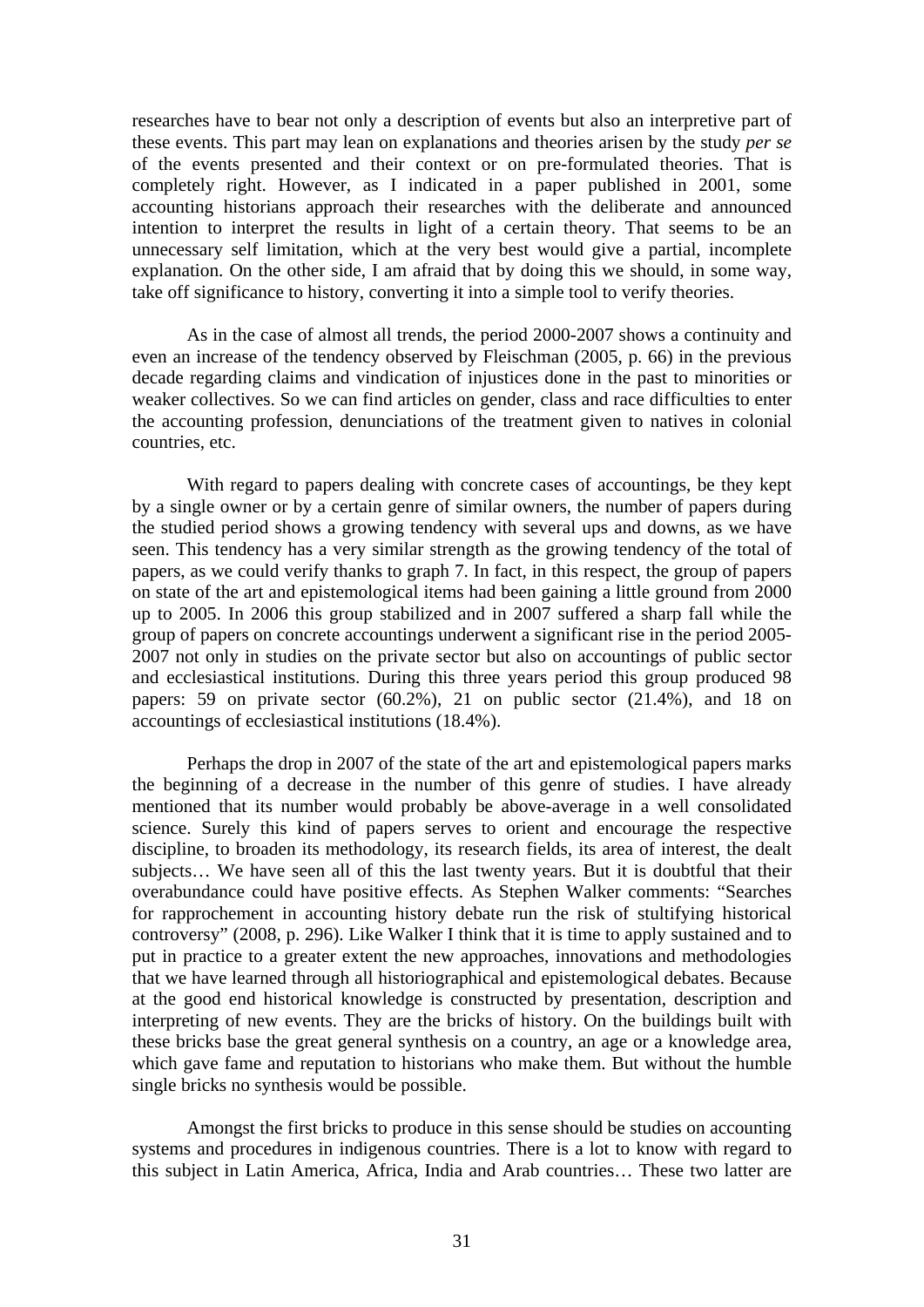researches have to bear not only a description of events but also an interpretive part of these events. This part may lean on explanations and theories arisen by the study *per se* of the events presented and their context or on pre-formulated theories. That is completely right. However, as I indicated in a paper published in 2001, some accounting historians approach their researches with the deliberate and announced intention to interpret the results in light of a certain theory. That seems to be an unnecessary self limitation, which at the very best would give a partial, incomplete explanation. On the other side, I am afraid that by doing this we should, in some way, take off significance to history, converting it into a simple tool to verify theories.

As in the case of almost all trends, the period 2000-2007 shows a continuity and even an increase of the tendency observed by Fleischman (2005, p. 66) in the previous decade regarding claims and vindication of injustices done in the past to minorities or weaker collectives. So we can find articles on gender, class and race difficulties to enter the accounting profession, denunciations of the treatment given to natives in colonial countries, etc.

With regard to papers dealing with concrete cases of accountings, be they kept by a single owner or by a certain genre of similar owners, the number of papers during the studied period shows a growing tendency with several ups and downs, as we have seen. This tendency has a very similar strength as the growing tendency of the total of papers, as we could verify thanks to graph 7. In fact, in this respect, the group of papers on state of the art and epistemological items had been gaining a little ground from 2000 up to 2005. In 2006 this group stabilized and in 2007 suffered a sharp fall while the group of papers on concrete accountings underwent a significant rise in the period 2005-2007 not only in studies on the private sector but also on accountings of public sector and ecclesiastical institutions. During this three years period this group produced 98 papers: 59 on private sector (60.2%), 21 on public sector (21.4%), and 18 on accountings of ecclesiastical institutions (18.4%).

Perhaps the drop in 2007 of the state of the art and epistemological papers marks the beginning of a decrease in the number of this genre of studies. I have already mentioned that its number would probably be above-average in a well consolidated science. Surely this kind of papers serves to orient and encourage the respective discipline, to broaden its methodology, its research fields, its area of interest, the dealt subjects… We have seen all of this the last twenty years. But it is doubtful that their overabundance could have positive effects. As Stephen Walker comments: “Searches for rapprochement in accounting history debate run the risk of stultifying historical controversy” (2008, p. 296). Like Walker I think that it is time to apply sustained and to put in practice to a greater extent the new approaches, innovations and methodologies that we have learned through all historiographical and epistemological debates. Because at the good end historical knowledge is constructed by presentation, description and interpreting of new events. They are the bricks of history. On the buildings built with these bricks base the great general synthesis on a country, an age or a knowledge area, which gave fame and reputation to historians who make them. But without the humble single bricks no synthesis would be possible.

Amongst the first bricks to produce in this sense should be studies on accounting systems and procedures in indigenous countries. There is a lot to know with regard to this subject in Latin America, Africa, India and Arab countries… These two latter are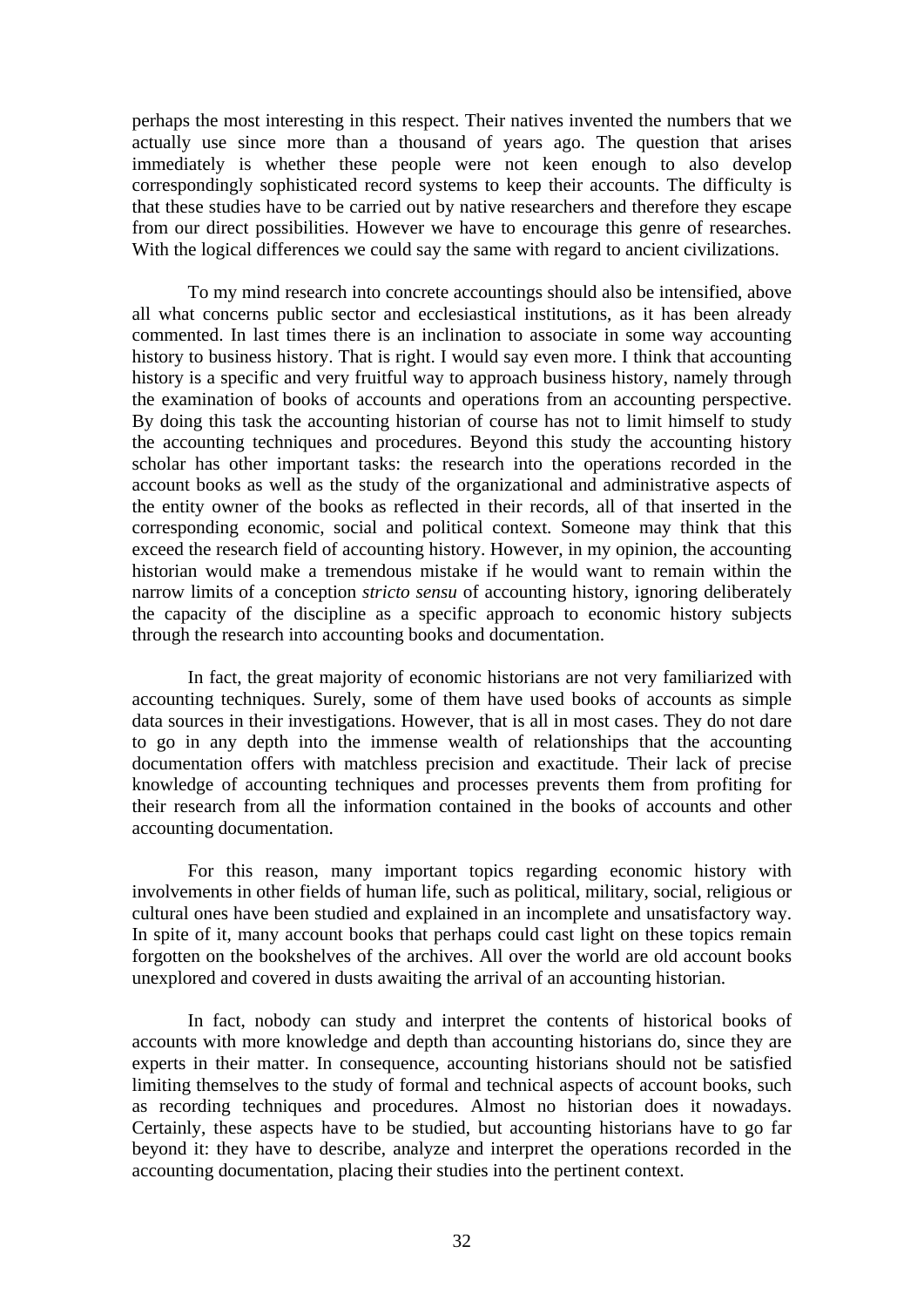perhaps the most interesting in this respect. Their natives invented the numbers that we actually use since more than a thousand of years ago. The question that arises immediately is whether these people were not keen enough to also develop correspondingly sophisticated record systems to keep their accounts. The difficulty is that these studies have to be carried out by native researchers and therefore they escape from our direct possibilities. However we have to encourage this genre of researches. With the logical differences we could say the same with regard to ancient civilizations.

To my mind research into concrete accountings should also be intensified, above all what concerns public sector and ecclesiastical institutions, as it has been already commented. In last times there is an inclination to associate in some way accounting history to business history. That is right. I would say even more. I think that accounting history is a specific and very fruitful way to approach business history, namely through the examination of books of accounts and operations from an accounting perspective. By doing this task the accounting historian of course has not to limit himself to study the accounting techniques and procedures. Beyond this study the accounting history scholar has other important tasks: the research into the operations recorded in the account books as well as the study of the organizational and administrative aspects of the entity owner of the books as reflected in their records, all of that inserted in the corresponding economic, social and political context. Someone may think that this exceed the research field of accounting history. However, in my opinion, the accounting historian would make a tremendous mistake if he would want to remain within the narrow limits of a conception *stricto sensu* of accounting history, ignoring deliberately the capacity of the discipline as a specific approach to economic history subjects through the research into accounting books and documentation.

In fact, the great majority of economic historians are not very familiarized with accounting techniques. Surely, some of them have used books of accounts as simple data sources in their investigations. However, that is all in most cases. They do not dare to go in any depth into the immense wealth of relationships that the accounting documentation offers with matchless precision and exactitude. Their lack of precise knowledge of accounting techniques and processes prevents them from profiting for their research from all the information contained in the books of accounts and other accounting documentation.

For this reason, many important topics regarding economic history with involvements in other fields of human life, such as political, military, social, religious or cultural ones have been studied and explained in an incomplete and unsatisfactory way. In spite of it, many account books that perhaps could cast light on these topics remain forgotten on the bookshelves of the archives. All over the world are old account books unexplored and covered in dusts awaiting the arrival of an accounting historian.

In fact, nobody can study and interpret the contents of historical books of accounts with more knowledge and depth than accounting historians do, since they are experts in their matter. In consequence, accounting historians should not be satisfied limiting themselves to the study of formal and technical aspects of account books, such as recording techniques and procedures. Almost no historian does it nowadays. Certainly, these aspects have to be studied, but accounting historians have to go far beyond it: they have to describe, analyze and interpret the operations recorded in the accounting documentation, placing their studies into the pertinent context.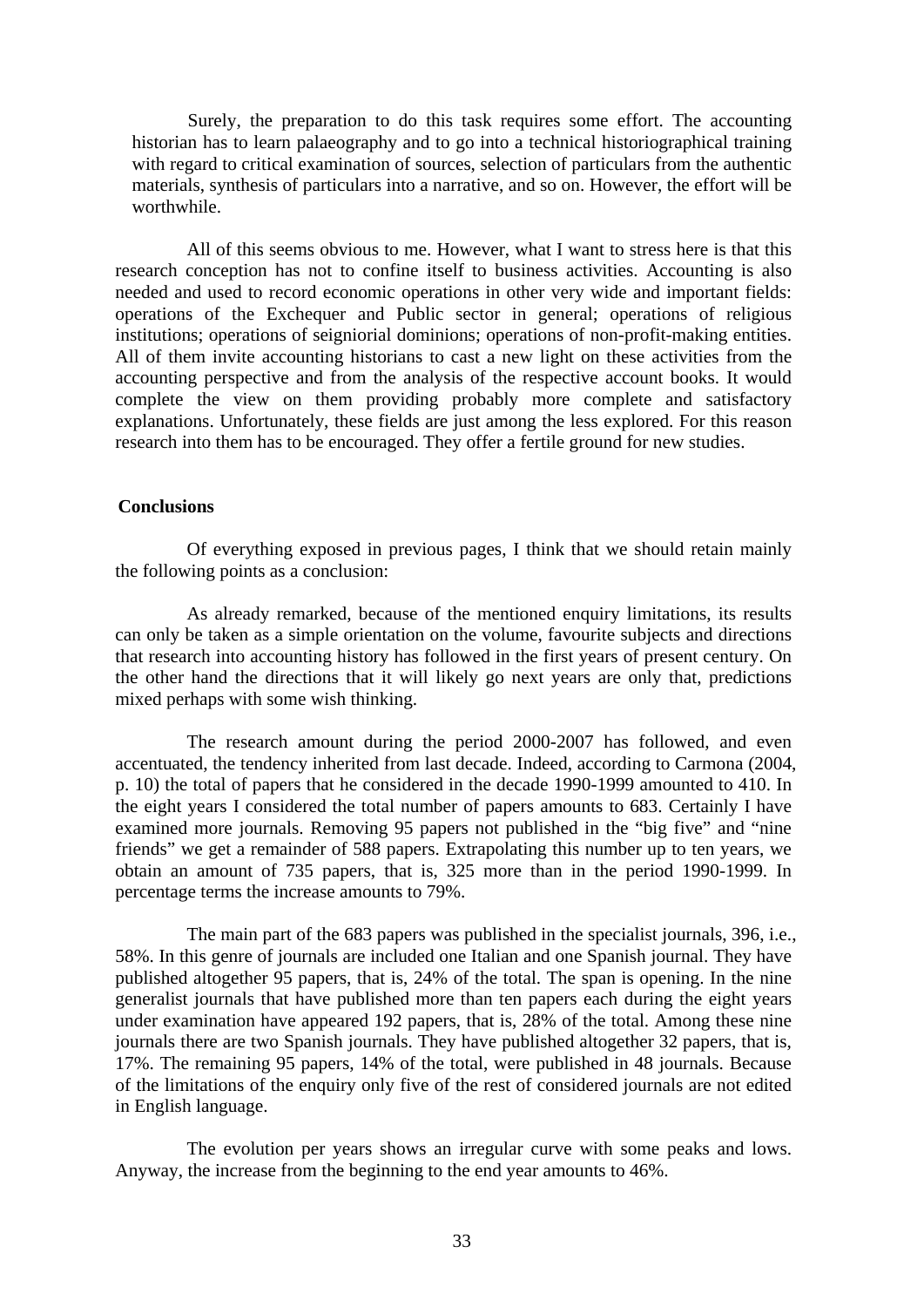Surely, the preparation to do this task requires some effort. The accounting historian has to learn palaeography and to go into a technical historiographical training with regard to critical examination of sources, selection of particulars from the authentic materials, synthesis of particulars into a narrative, and so on. However, the effort will be worthwhile.

All of this seems obvious to me. However, what I want to stress here is that this research conception has not to confine itself to business activities. Accounting is also needed and used to record economic operations in other very wide and important fields: operations of the Exchequer and Public sector in general; operations of religious institutions; operations of seigniorial dominions; operations of non-profit-making entities. All of them invite accounting historians to cast a new light on these activities from the accounting perspective and from the analysis of the respective account books. It would complete the view on them providing probably more complete and satisfactory explanations. Unfortunately, these fields are just among the less explored. For this reason research into them has to be encouraged. They offer a fertile ground for new studies.

## Conclusions

Of everything exposed in previous pages, I think that we should retain mainly the following points as a conclusion:

As already remarked, because of the mentioned enquiry limitations, its results can only be taken as a simple orientation on the volume, favourite subjects and directions that research into accounting history has followed in the first years of present century. On the other hand the directions that it will likely go next years are only that, predictions mixed perhaps with some wish thinking.

The research amount during the period 2000-2007 has followed, and even accentuated, the tendency inherited from last decade. Indeed, according to Carmona (2004, p. 10) the total of papers that he considered in the decade 1990-1999 amounted to 410. In the eight years I considered the total number of papers amounts to 683. Certainly I have examined more journals. Removing 95 papers not published in the "big five" and "nine friends" we get a remainder of 588 papers. Extrapolating this number up to ten years, we obtain an amount of 735 papers, that is, 325 more than in the period 1990-1999. In percentage terms the increase amounts to 79%.

The main part of the 683 papers was published in the specialist journals, 396, i.e., 58%. In this genre of journals are included one Italian and one Spanish journal. They have published altogether 95 papers, that is, 24% of the total. The span is opening. In the nine generalist journals that have published more than ten papers each during the eight years under examination have appeared 192 papers, that is, 28% of the total. Among these nine journals there are two Spanish journals. They have published altogether 32 papers, that is, 17%. The remaining 95 papers, 14% of the total, were published in 48 journals. Because of the limitations of the enquiry only five of the rest of considered journals are not edited in English language.

The evolution per years shows an irregular curve with some peaks and lows. Anyway, the increase from the beginning to the end year amounts to 46%.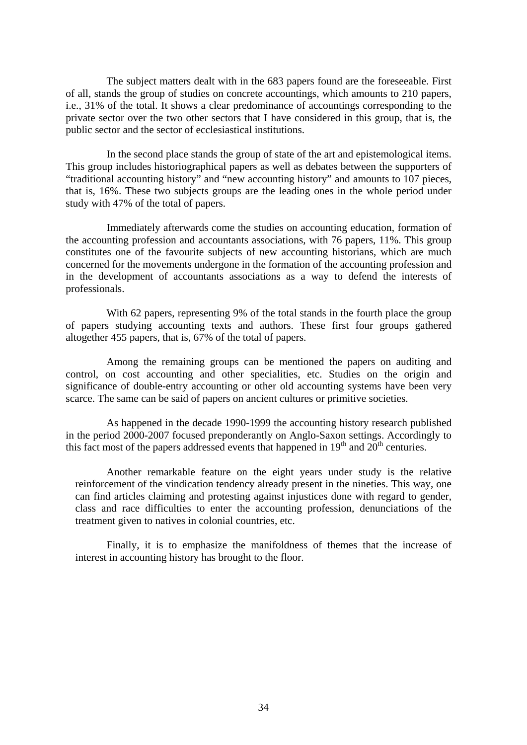The subject matters dealt with in the 683 papers found are the foreseeable. First of all, stands the group of studies on concrete accountings, which amounts to 210 papers, i.e., 31% of the total. It shows a clear predominance of accountings corresponding to the private sector over the two other sectors that I have considered in this group, that is, the public sector and the sector of ecclesiastical institutions.

In the second place stands the group of state of the art and epistemological items. This group includes historiographical papers as well as debates between the supporters of "traditional accounting history" and "new accounting history" and amounts to 107 pieces, that is, 16%. These two subjects groups are the leading ones in the whole period under study with 47% of the total of papers.

Immediately afterwards come the studies on accounting education, formation of the accounting profession and accountants associations, with 76 papers, 11%. This group constitutes one of the favourite subjects of new accounting historians, which are much concerned for the movements undergone in the formation of the accounting profession and in the development of accountants associations as a way to defend the interests of professionals.

With 62 papers, representing 9% of the total stands in the fourth place the group of papers studying accounting texts and authors. These first four groups gathered altogether 455 papers, that is, 67% of the total of papers.

Among the remaining groups can be mentioned the papers on auditing and control, on cost accounting and other specialities, etc. Studies on the origin and significance of double-entry accounting or other old accounting systems have been very scarce. The same can be said of papers on ancient cultures or primitive societies.

As happened in the decade 1990-1999 the accounting history research published in the period 2000-2007 focused preponderantly on Anglo-Saxon settings. Accordingly to this fact most of the papers addressed events that happened in 19th and 20th centuries.

Another remarkable feature on the eight years under study is the relative reinforcement of the vindication tendency already present in the nineties. This way, one can find articles claiming and protesting against injustices done with regard to gender, class and race difficulties to enter the accounting profession, denunciations of the treatment given to natives in colonial countries, etc.

Finally, it is to emphasize the manifoldness of themes that the increase of interest in accounting history has brought to the floor.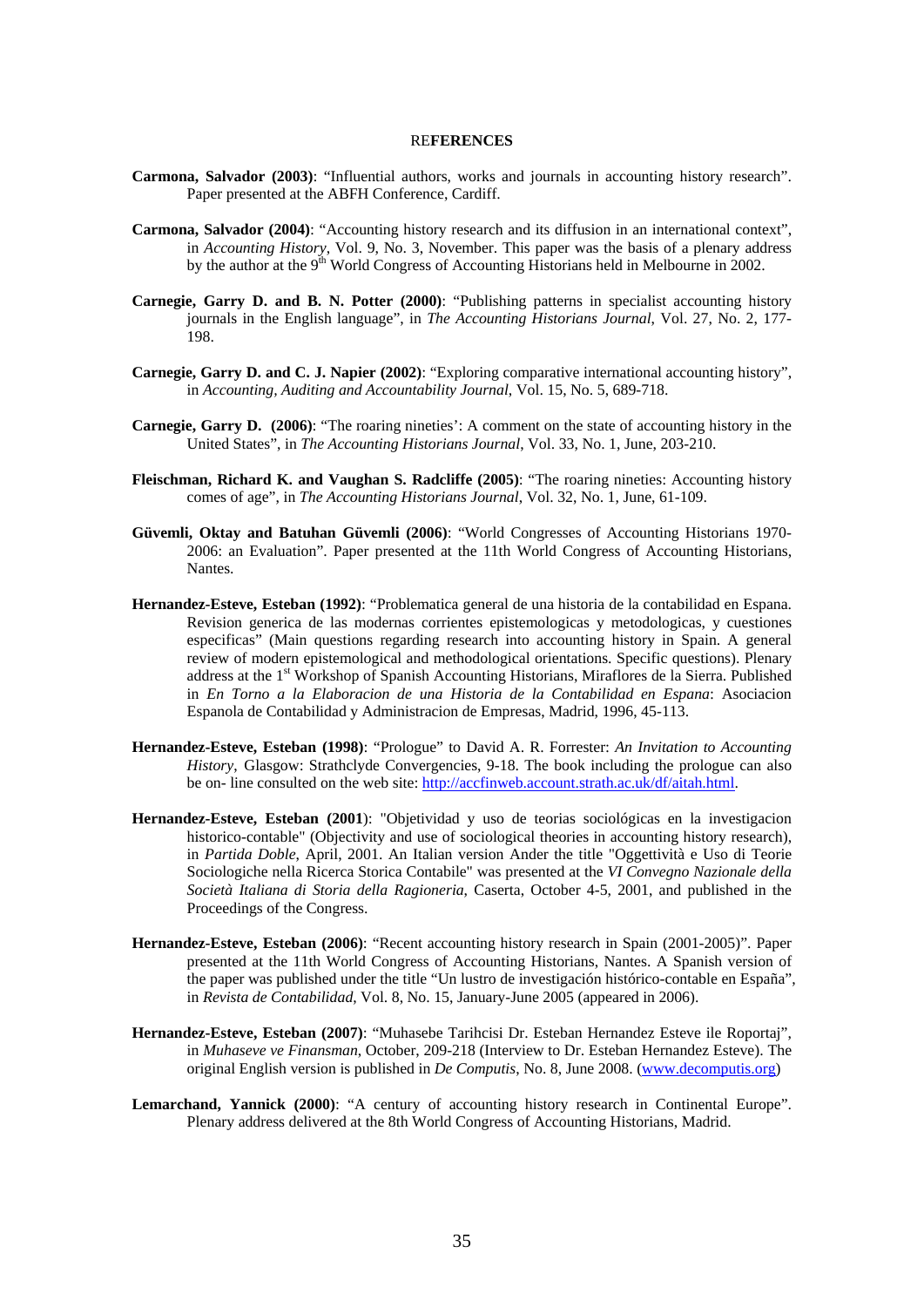## REFERENCES

**Carmona, Salvador (2003)**: "Influential authors, works and journals in accounting history research". Paper presented at the ABFH Conference, Cardiff.

**Carmona, Salvador (2004)**: "Accounting history research and its diffusion in an international context", in *Accounting History*, Vol. 9, No. 3, November. This paper was the basis of a plenary address by the author at the 9th World Congress of Accounting Historians held in Melbourne in 2002.

**Carnegie, Garry D. and B. N. Potter (2000)**: "Publishing patterns in specialist accounting history journals in the English language", in *The Accounting Historians Journal*, Vol. 27, No. 2, 177-198.

**Carnegie, Garry D. and C. J. Napier (2002)**: "Exploring comparative international accounting history", in *Accounting, Auditing and Accountability Journal*, Vol. 15, No. 5, 689-718.

**Carnegie, Garry D. (2006)**: "The roaring nineties': A comment on the state of accounting history in the United States", in *The Accounting Historians Journal*, Vol. 33, No. 1, June, 203-210.

**Fleischman, Richard K. and Vaughan S. Radcliffe (2005)**: "The roaring nineties: Accounting history comes of age", in *The Accounting Historians Journal*, Vol. 32, No. 1, June, 61-109.

**Güvemli, Oktay and Batuhan Güvemli (2006)**: "World Congresses of Accounting Historians 1970-2006: an Evaluation". Paper presented at the 11th World Congress of Accounting Historians, Nantes.

**Hernandez-Esteve, Esteban (1992)**: "Problematica general de una historia de la contabilidad en Espana. Revision generica de las modernas corrientes epistemologicas y metodologicas, y cuestiones especificas" (Main questions regarding research into accounting history in Spain. A general review of modern epistemological and methodological orientations. Specific questions). Plenary address at the 1st Workshop of Spanish Accounting Historians, Miraflores de la Sierra. Published in *En Torno a la Elaboracion de una Historia de la Contabilidad en Espana*: Asociacion Espanola de Contabilidad y Administracion de Empresas, Madrid, 1996, 45-113.

**Hernandez-Esteve, Esteban (1998)**: "Prologue" to David A. R. Forrester: *An Invitation to Accounting History*, Glasgow: Strathclyde Convergencies, 9-18. The book including the prologue can also be on- line consulted on the web site: http://accfinweb.account.strath.ac.uk/df/aitah.html.

**Hernandez-Esteve, Esteban (2001)**: "Objetividad y uso de teorias sociológicas en la investigacion historico-contable" (Objectivity and use of sociological theories in accounting history research), in *Partida Doble*, April, 2001. An Italian version Ander the title "Oggettività e Uso di Teorie Sociologiche nella Ricerca Storica Contabile" was presented at the *VI Convegno Nazionale della Società Italiana di Storia della Ragioneria*, Caserta, October 4-5, 2001, and published in the Proceedings of the Congress.

**Hernandez-Esteve, Esteban (2006)**: "Recent accounting history research in Spain (2001-2005)". Paper presented at the 11th World Congress of Accounting Historians, Nantes. A Spanish version of the paper was published under the title "Un lustro de investigación histórico-contable en España", in *Revista de Contabilidad*, Vol. 8, No. 15, January-June 2005 (appeared in 2006).

**Hernandez-Esteve, Esteban (2007)**: "Muhasebe Tarihcisi Dr. Esteban Hernandez Esteve ile Roportaj", in *Muhaseve ve Finansman*, October, 209-218 (Interview to Dr. Esteban Hernandez Esteve). The original English version is published in *De Computis*, No. 8, June 2008. (www.decomputis.org)

**Lemarchand, Yannick (2000)**: "A century of accounting history research in Continental Europe". Plenary address delivered at the 8th World Congress of Accounting Historians, Madrid.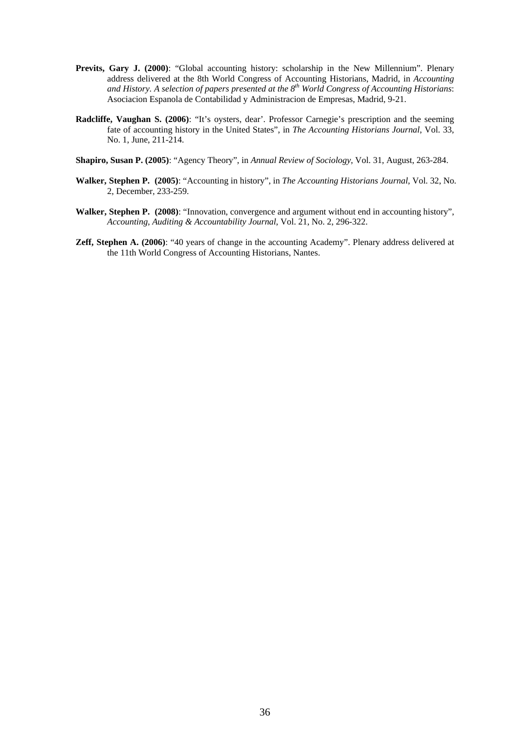**Previts, Gary J. (2000)**: "Global accounting history: scholarship in the New Millennium". Plenary address delivered at the 8th World Congress of Accounting Historians, Madrid, in *Accounting and History. A selection of papers presented at the 8th World Congress of Accounting Historians*: Asociacion Espanola de Contabilidad y Administracion de Empresas, Madrid, 9-21.

**Radcliffe, Vaughan S. (2006)**: "It's oysters, dear'. Professor Carnegie's prescription and the seeming fate of accounting history in the United States", in *The Accounting Historians Journal*, Vol. 33, No. 1, June, 211-214.

**Shapiro, Susan P. (2005)**: "Agency Theory", in *Annual Review of Sociology*, Vol. 31, August, 263-284.

**Walker, Stephen P. (2005)**: "Accounting in history", in *The Accounting Historians Journal*, Vol. 32, No. 2, December, 233-259.

**Walker, Stephen P. (2008)**: "Innovation, convergence and argument without end in accounting history", *Accounting, Auditing & Accountability Journal*, Vol. 21, No. 2, 296-322.

**Zeff, Stephen A. (2006)**: "40 years of change in the accounting Academy". Plenary address delivered at the 11th World Congress of Accounting Historians, Nantes.